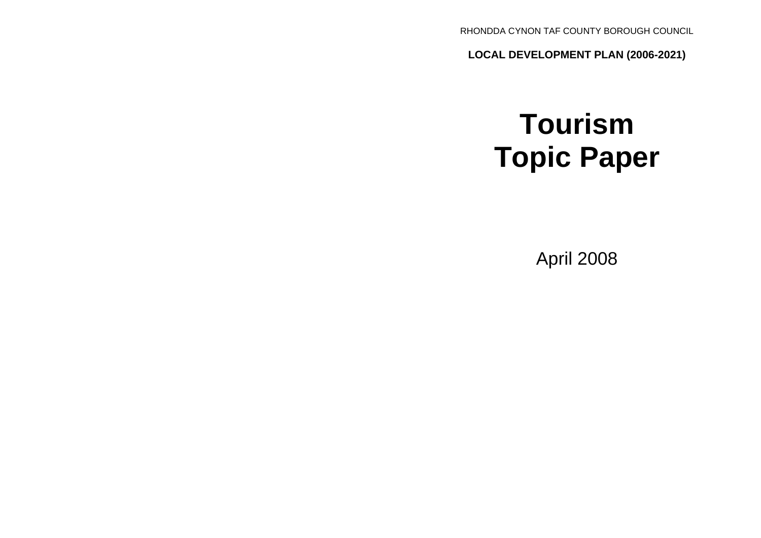RHONDDA CYNON TAF COUNTY BOROUGH COUNCIL

**LOCAL DEVELOPMENT PLAN (2006-2021)**

# Tourism Topic Paper

April 2008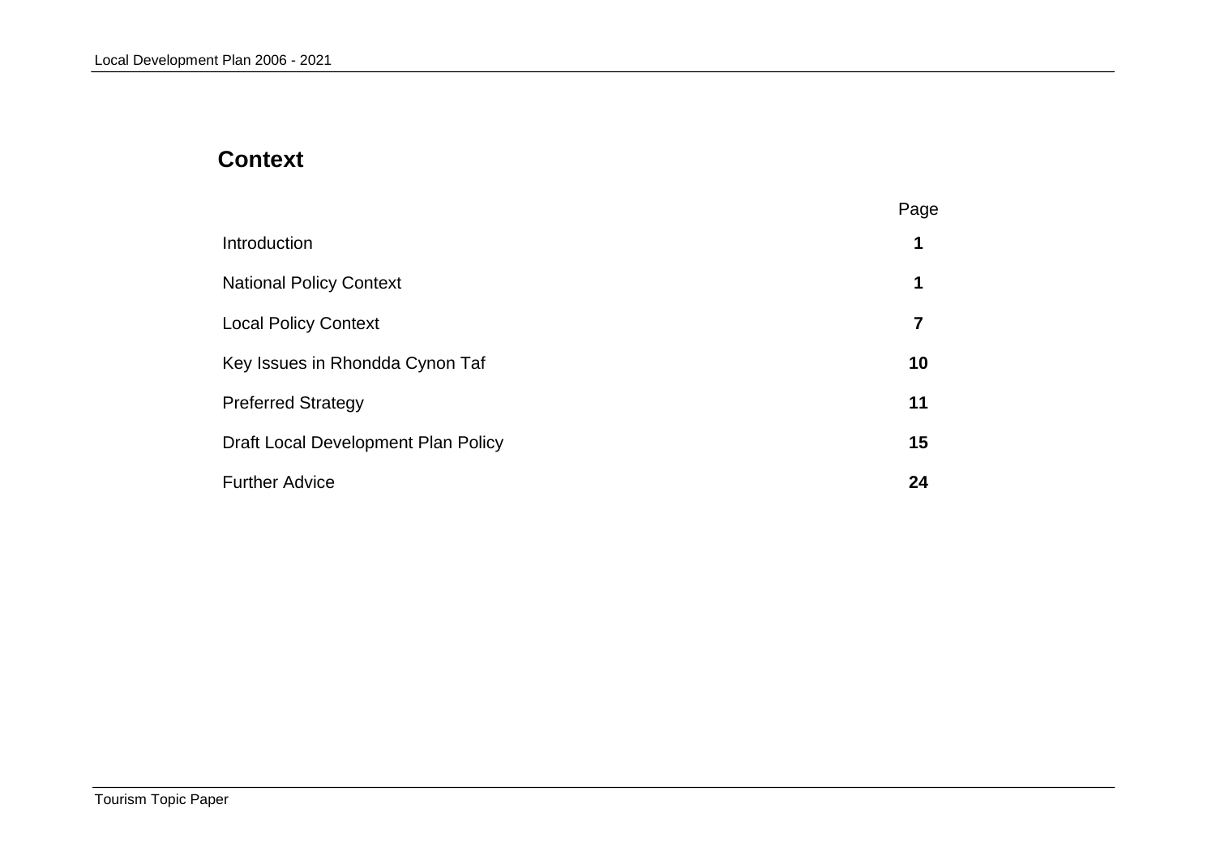# Context

| | Page |
|---|---|
| Introduction | **1** |
| National Policy Context | **1** |
| Local Policy Context | **7** |
| Key Issues in Rhondda Cynon Taf | **10** |
| Preferred Strategy | **11** |
| Draft Local Development Plan Policy | **15** |
| Further Advice | **24** |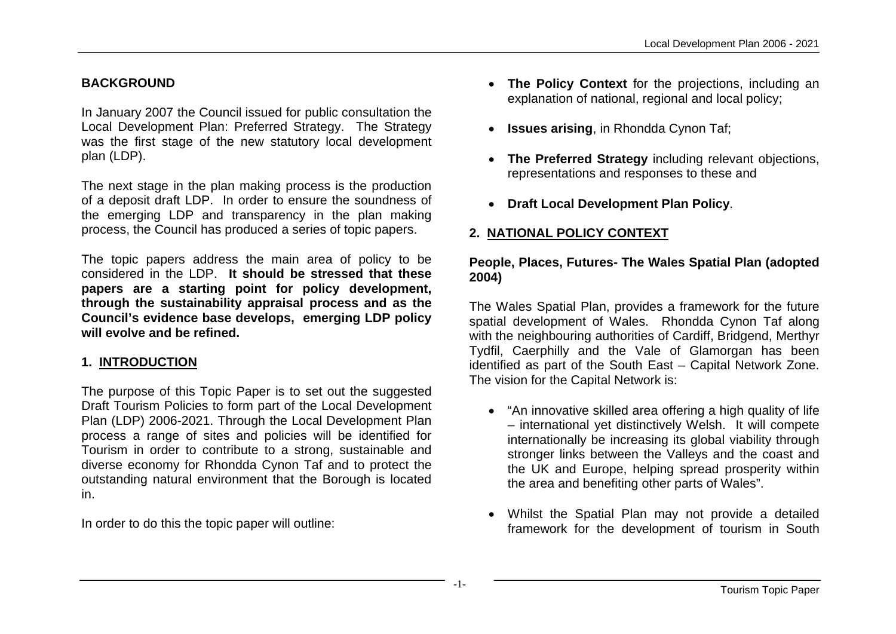## BACKGROUND

In January 2007 the Council issued for public consultation the Local Development Plan: Preferred Strategy. The Strategy was the first stage of the new statutory local development plan (LDP).

The next stage in the plan making process is the production of a deposit draft LDP. In order to ensure the soundness of the emerging LDP and transparency in the plan making process, the Council has produced a series of topic papers.

The topic papers address the main area of policy to be considered in the LDP. **It should be stressed that these papers are a starting point for policy development, through the sustainability appraisal process and as the Council's evidence base develops, emerging LDP policy will evolve and be refined.**

## 1. INTRODUCTION

The purpose of this Topic Paper is to set out the suggested Draft Tourism Policies to form part of the Local Development Plan (LDP) 2006-2021. Through the Local Development Plan process a range of sites and policies will be identified for Tourism in order to contribute to a strong, sustainable and diverse economy for Rhondda Cynon Taf and to protect the outstanding natural environment that the Borough is located in.

In order to do this the topic paper will outline:

- **The Policy Context** for the projections, including an explanation of national, regional and local policy;
- **Issues arising**, in Rhondda Cynon Taf;
- **The Preferred Strategy** including relevant objections, representations and responses to these and
- **Draft Local Development Plan Policy**.

## 2. NATIONAL POLICY CONTEXT

### People, Places, Futures- The Wales Spatial Plan (adopted 2004)

The Wales Spatial Plan, provides a framework for the future spatial development of Wales. Rhondda Cynon Taf along with the neighbouring authorities of Cardiff, Bridgend, Merthyr Tydfil, Caerphilly and the Vale of Glamorgan has been identified as part of the South East – Capital Network Zone. The vision for the Capital Network is:

- "An innovative skilled area offering a high quality of life – international yet distinctively Welsh. It will compete internationally be increasing its global viability through stronger links between the Valleys and the coast and the UK and Europe, helping spread prosperity within the area and benefiting other parts of Wales".
- Whilst the Spatial Plan may not provide a detailed framework for the development of tourism in South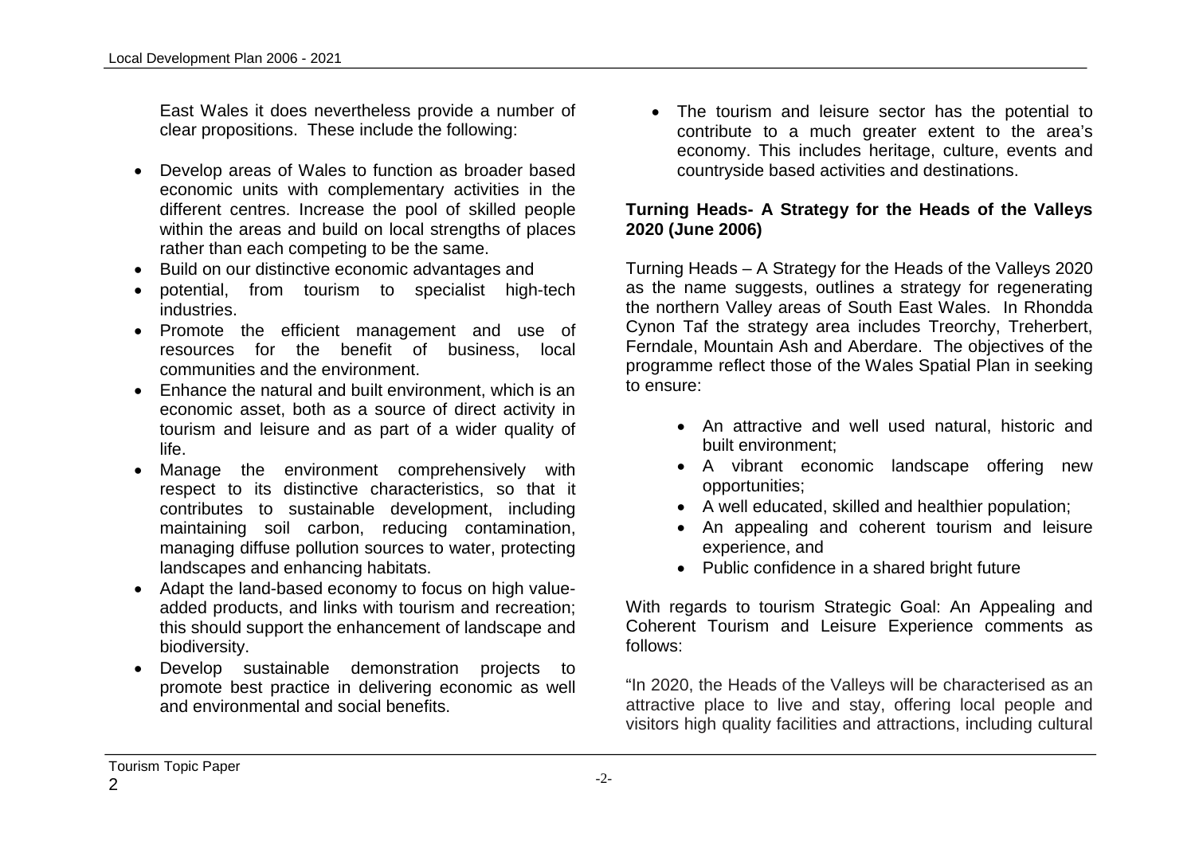East Wales it does nevertheless provide a number of clear propositions. These include the following:

- Develop areas of Wales to function as broader based economic units with complementary activities in the different centres. Increase the pool of skilled people within the areas and build on local strengths of places rather than each competing to be the same.
- Build on our distinctive economic advantages and
- potential, from tourism to specialist high-tech industries.
- Promote the efficient management and use of resources for the benefit of business, local communities and the environment.
- Enhance the natural and built environment, which is an economic asset, both as a source of direct activity in tourism and leisure and as part of a wider quality of life.
- Manage the environment comprehensively with respect to its distinctive characteristics, so that it contributes to sustainable development, including maintaining soil carbon, reducing contamination, managing diffuse pollution sources to water, protecting landscapes and enhancing habitats.
- Adapt the land-based economy to focus on high value-added products, and links with tourism and recreation; this should support the enhancement of landscape and biodiversity.
- Develop sustainable demonstration projects to promote best practice in delivering economic as well and environmental and social benefits.
- The tourism and leisure sector has the potential to contribute to a much greater extent to the area's economy. This includes heritage, culture, events and countryside based activities and destinations.

**Turning Heads- A Strategy for the Heads of the Valleys 2020 (June 2006)**

Turning Heads – A Strategy for the Heads of the Valleys 2020 as the name suggests, outlines a strategy for regenerating the northern Valley areas of South East Wales. In Rhondda Cynon Taf the strategy area includes Treorchy, Treherbert, Ferndale, Mountain Ash and Aberdare. The objectives of the programme reflect those of the Wales Spatial Plan in seeking to ensure:

- An attractive and well used natural, historic and built environment;
- A vibrant economic landscape offering new opportunities;
- A well educated, skilled and healthier population;
- An appealing and coherent tourism and leisure experience, and
- Public confidence in a shared bright future

With regards to tourism Strategic Goal: An Appealing and Coherent Tourism and Leisure Experience comments as follows:

"In 2020, the Heads of the Valleys will be characterised as an attractive place to live and stay, offering local people and visitors high quality facilities and attractions, including cultural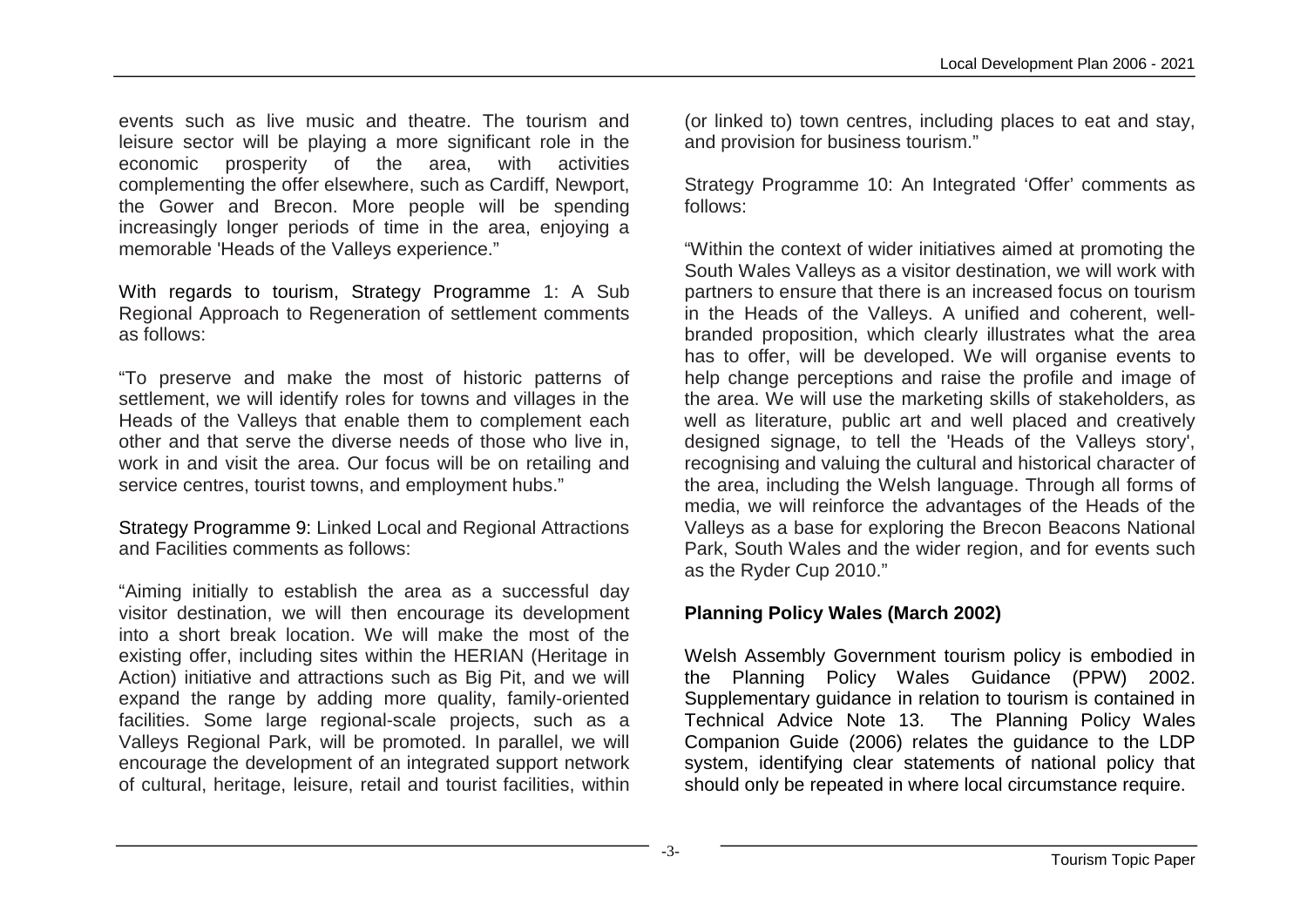events such as live music and theatre. The tourism and leisure sector will be playing a more significant role in the economic prosperity of the area, with activities complementing the offer elsewhere, such as Cardiff, Newport, the Gower and Brecon. More people will be spending increasingly longer periods of time in the area, enjoying a memorable 'Heads of the Valleys experience."

With regards to tourism, Strategy Programme 1: A Sub Regional Approach to Regeneration of settlement comments as follows:

"To preserve and make the most of historic patterns of settlement, we will identify roles for towns and villages in the Heads of the Valleys that enable them to complement each other and that serve the diverse needs of those who live in, work in and visit the area. Our focus will be on retailing and service centres, tourist towns, and employment hubs."

Strategy Programme 9: Linked Local and Regional Attractions and Facilities comments as follows:

"Aiming initially to establish the area as a successful day visitor destination, we will then encourage its development into a short break location. We will make the most of the existing offer, including sites within the HERIAN (Heritage in Action) initiative and attractions such as Big Pit, and we will expand the range by adding more quality, family-oriented facilities. Some large regional-scale projects, such as a Valleys Regional Park, will be promoted. In parallel, we will encourage the development of an integrated support network of cultural, heritage, leisure, retail and tourist facilities, within (or linked to) town centres, including places to eat and stay, and provision for business tourism."

Strategy Programme 10: An Integrated 'Offer' comments as follows:

"Within the context of wider initiatives aimed at promoting the South Wales Valleys as a visitor destination, we will work with partners to ensure that there is an increased focus on tourism in the Heads of the Valleys. A unified and coherent, well-branded proposition, which clearly illustrates what the area has to offer, will be developed. We will organise events to help change perceptions and raise the profile and image of the area. We will use the marketing skills of stakeholders, as well as literature, public art and well placed and creatively designed signage, to tell the 'Heads of the Valleys story', recognising and valuing the cultural and historical character of the area, including the Welsh language. Through all forms of media, we will reinforce the advantages of the Heads of the Valleys as a base for exploring the Brecon Beacons National Park, South Wales and the wider region, and for events such as the Ryder Cup 2010."

**Planning Policy Wales (March 2002)**

Welsh Assembly Government tourism policy is embodied in the Planning Policy Wales Guidance (PPW) 2002. Supplementary guidance in relation to tourism is contained in Technical Advice Note 13. The Planning Policy Wales Companion Guide (2006) relates the guidance to the LDP system, identifying clear statements of national policy that should only be repeated in where local circumstance require.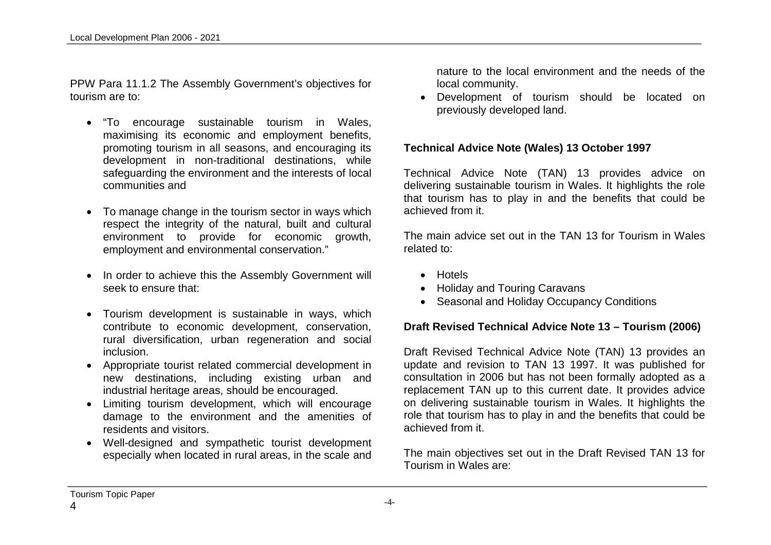PPW Para 11.1.2 The Assembly Government's objectives for tourism are to:

- "To encourage sustainable tourism in Wales, maximising its economic and employment benefits, promoting tourism in all seasons, and encouraging its development in non-traditional destinations, while safeguarding the environment and the interests of local communities and

- To manage change in the tourism sector in ways which respect the integrity of the natural, built and cultural environment to provide for economic growth, employment and environmental conservation."

- In order to achieve this the Assembly Government will seek to ensure that:

- Tourism development is sustainable in ways, which contribute to economic development, conservation, rural diversification, urban regeneration and social inclusion.
- Appropriate tourist related commercial development in new destinations, including existing urban and industrial heritage areas, should be encouraged.
- Limiting tourism development, which will encourage damage to the environment and the amenities of residents and visitors.
- Well-designed and sympathetic tourist development especially when located in rural areas, in the scale and nature to the local environment and the needs of the local community.
- Development of tourism should be located on previously developed land.

**Technical Advice Note (Wales) 13 October 1997**

Technical Advice Note (TAN) 13 provides advice on delivering sustainable tourism in Wales. It highlights the role that tourism has to play in and the benefits that could be achieved from it.

The main advice set out in the TAN 13 for Tourism in Wales related to:

- Hotels
- Holiday and Touring Caravans
- Seasonal and Holiday Occupancy Conditions

**Draft Revised Technical Advice Note 13 – Tourism (2006)**

Draft Revised Technical Advice Note (TAN) 13 provides an update and revision to TAN 13 1997. It was published for consultation in 2006 but has not been formally adopted as a replacement TAN up to this current date. It provides advice on delivering sustainable tourism in Wales. It highlights the role that tourism has to play in and the benefits that could be achieved from it.

The main objectives set out in the Draft Revised TAN 13 for Tourism in Wales are: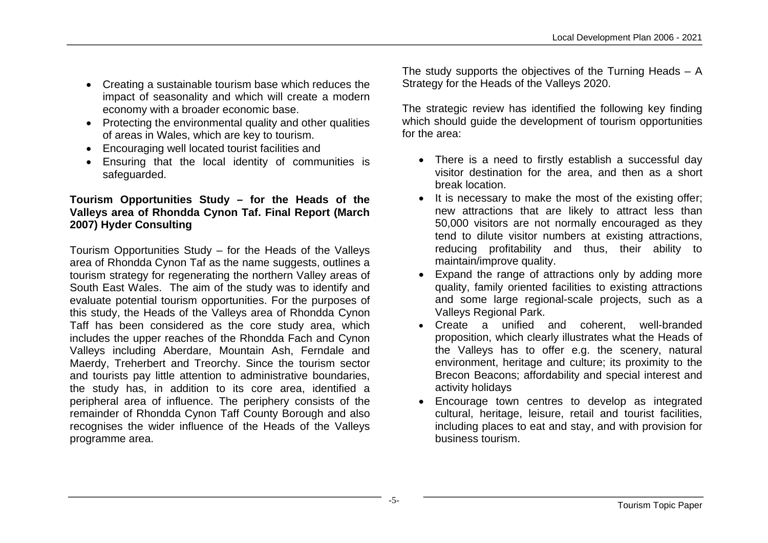- Creating a sustainable tourism base which reduces the impact of seasonality and which will create a modern economy with a broader economic base.
- Protecting the environmental quality and other qualities of areas in Wales, which are key to tourism.
- Encouraging well located tourist facilities and
- Ensuring that the local identity of communities is safeguarded.

**Tourism Opportunities Study – for the Heads of the Valleys area of Rhondda Cynon Taf. Final Report (March 2007) Hyder Consulting**

Tourism Opportunities Study – for the Heads of the Valleys area of Rhondda Cynon Taf as the name suggests, outlines a tourism strategy for regenerating the northern Valley areas of South East Wales. The aim of the study was to identify and evaluate potential tourism opportunities. For the purposes of this study, the Heads of the Valleys area of Rhondda Cynon Taff has been considered as the core study area, which includes the upper reaches of the Rhondda Fach and Cynon Valleys including Aberdare, Mountain Ash, Ferndale and Maerdy, Treherbert and Treorchy. Since the tourism sector and tourists pay little attention to administrative boundaries, the study has, in addition to its core area, identified a peripheral area of influence. The periphery consists of the remainder of Rhondda Cynon Taff County Borough and also recognises the wider influence of the Heads of the Valleys programme area.

The study supports the objectives of the Turning Heads – A Strategy for the Heads of the Valleys 2020.

The strategic review has identified the following key finding which should guide the development of tourism opportunities for the area:

- There is a need to firstly establish a successful day visitor destination for the area, and then as a short break location.
- It is necessary to make the most of the existing offer; new attractions that are likely to attract less than 50,000 visitors are not normally encouraged as they tend to dilute visitor numbers at existing attractions, reducing profitability and thus, their ability to maintain/improve quality.
- Expand the range of attractions only by adding more quality, family oriented facilities to existing attractions and some large regional-scale projects, such as a Valleys Regional Park.
- Create a unified and coherent, well-branded proposition, which clearly illustrates what the Heads of the Valleys has to offer e.g. the scenery, natural environment, heritage and culture; its proximity to the Brecon Beacons; affordability and special interest and activity holidays
- Encourage town centres to develop as integrated cultural, heritage, leisure, retail and tourist facilities, including places to eat and stay, and with provision for business tourism.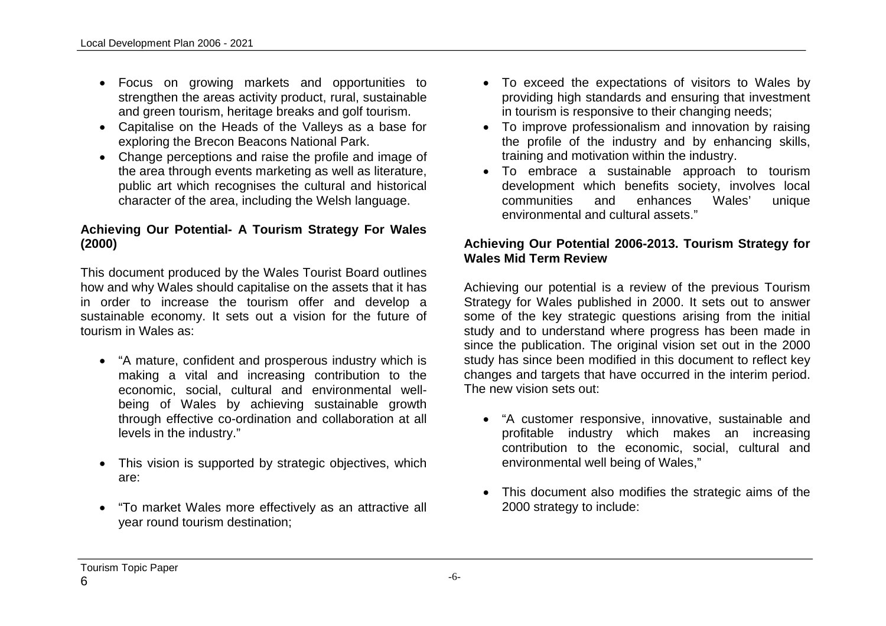- Focus on growing markets and opportunities to strengthen the areas activity product, rural, sustainable and green tourism, heritage breaks and golf tourism.
- Capitalise on the Heads of the Valleys as a base for exploring the Brecon Beacons National Park.
- Change perceptions and raise the profile and image of the area through events marketing as well as literature, public art which recognises the cultural and historical character of the area, including the Welsh language.

**Achieving Our Potential- A Tourism Strategy For Wales (2000)**

This document produced by the Wales Tourist Board outlines how and why Wales should capitalise on the assets that it has in order to increase the tourism offer and develop a sustainable economy. It sets out a vision for the future of tourism in Wales as:

- "A mature, confident and prosperous industry which is making a vital and increasing contribution to the economic, social, cultural and environmental well-being of Wales by achieving sustainable growth through effective co-ordination and collaboration at all levels in the industry."

- This vision is supported by strategic objectives, which are:

- "To market Wales more effectively as an attractive all year round tourism destination;
- To exceed the expectations of visitors to Wales by providing high standards and ensuring that investment in tourism is responsive to their changing needs;
- To improve professionalism and innovation by raising the profile of the industry and by enhancing skills, training and motivation within the industry.
- To embrace a sustainable approach to tourism development which benefits society, involves local communities and enhances Wales' unique environmental and cultural assets."

**Achieving Our Potential 2006-2013. Tourism Strategy for Wales Mid Term Review**

Achieving our potential is a review of the previous Tourism Strategy for Wales published in 2000. It sets out to answer some of the key strategic questions arising from the initial study and to understand where progress has been made in since the publication. The original vision set out in the 2000 study has since been modified in this document to reflect key changes and targets that have occurred in the interim period. The new vision sets out:

- "A customer responsive, innovative, sustainable and profitable industry which makes an increasing contribution to the economic, social, cultural and environmental well being of Wales,"

- This document also modifies the strategic aims of the 2000 strategy to include: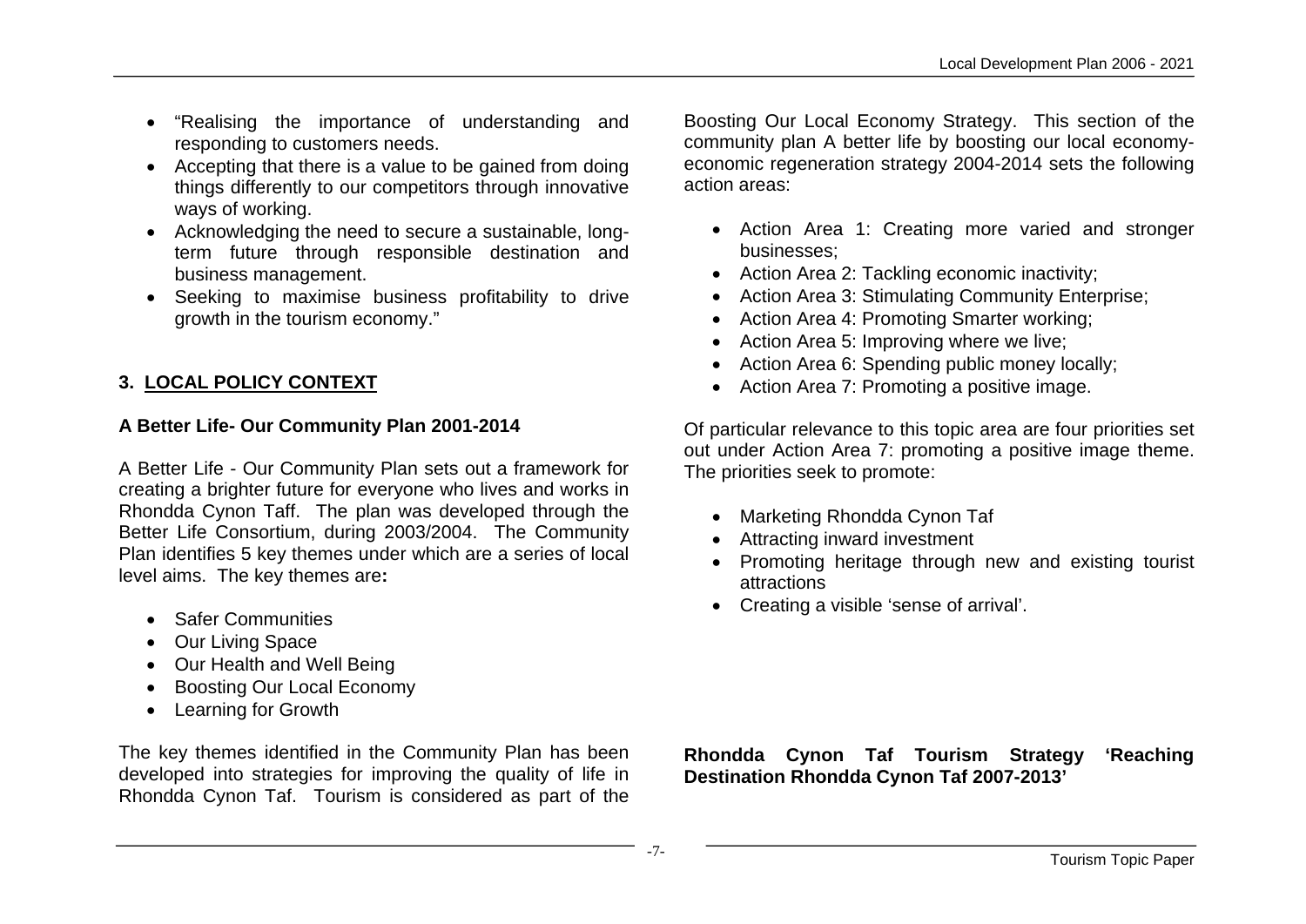- "Realising the importance of understanding and responding to customers needs.
- Accepting that there is a value to be gained from doing things differently to our competitors through innovative ways of working.
- Acknowledging the need to secure a sustainable, long-term future through responsible destination and business management.
- Seeking to maximise business profitability to drive growth in the tourism economy."

## 3. LOCAL POLICY CONTEXT

### A Better Life- Our Community Plan 2001-2014

A Better Life - Our Community Plan sets out a framework for creating a brighter future for everyone who lives and works in Rhondda Cynon Taff. The plan was developed through the Better Life Consortium, during 2003/2004. The Community Plan identifies 5 key themes under which are a series of local level aims. The key themes are**:**

- Safer Communities
- Our Living Space
- Our Health and Well Being
- Boosting Our Local Economy
- Learning for Growth

The key themes identified in the Community Plan has been developed into strategies for improving the quality of life in Rhondda Cynon Taf. Tourism is considered as part of the Boosting Our Local Economy Strategy. This section of the community plan A better life by boosting our local economy-economic regeneration strategy 2004-2014 sets the following action areas:

- Action Area 1: Creating more varied and stronger businesses;
- Action Area 2: Tackling economic inactivity;
- Action Area 3: Stimulating Community Enterprise;
- Action Area 4: Promoting Smarter working;
- Action Area 5: Improving where we live;
- Action Area 6: Spending public money locally;
- Action Area 7: Promoting a positive image.

Of particular relevance to this topic area are four priorities set out under Action Area 7: promoting a positive image theme. The priorities seek to promote:

- Marketing Rhondda Cynon Taf
- Attracting inward investment
- Promoting heritage through new and existing tourist attractions
- Creating a visible 'sense of arrival'.

### Rhondda Cynon Taf Tourism Strategy 'Reaching Destination Rhondda Cynon Taf 2007-2013'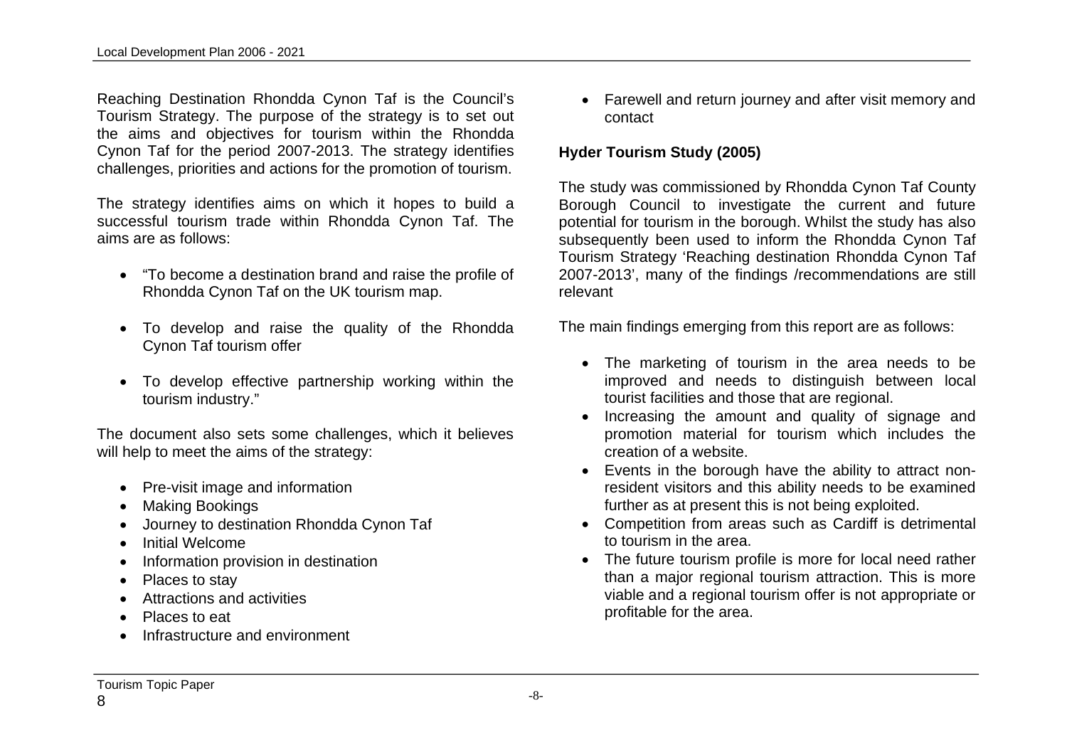Reaching Destination Rhondda Cynon Taf is the Council's Tourism Strategy. The purpose of the strategy is to set out the aims and objectives for tourism within the Rhondda Cynon Taf for the period 2007-2013. The strategy identifies challenges, priorities and actions for the promotion of tourism.

The strategy identifies aims on which it hopes to build a successful tourism trade within Rhondda Cynon Taf. The aims are as follows:

- "To become a destination brand and raise the profile of Rhondda Cynon Taf on the UK tourism map.
- To develop and raise the quality of the Rhondda Cynon Taf tourism offer
- To develop effective partnership working within the tourism industry."

The document also sets some challenges, which it believes will help to meet the aims of the strategy:

- Pre-visit image and information
- Making Bookings
- Journey to destination Rhondda Cynon Taf
- Initial Welcome
- Information provision in destination
- Places to stay
- Attractions and activities
- Places to eat
- Infrastructure and environment
- Farewell and return journey and after visit memory and contact

**Hyder Tourism Study (2005)**

The study was commissioned by Rhondda Cynon Taf County Borough Council to investigate the current and future potential for tourism in the borough. Whilst the study has also subsequently been used to inform the Rhondda Cynon Taf Tourism Strategy 'Reaching destination Rhondda Cynon Taf 2007-2013', many of the findings /recommendations are still relevant

The main findings emerging from this report are as follows:

- The marketing of tourism in the area needs to be improved and needs to distinguish between local tourist facilities and those that are regional.
- Increasing the amount and quality of signage and promotion material for tourism which includes the creation of a website.
- Events in the borough have the ability to attract non-resident visitors and this ability needs to be examined further as at present this is not being exploited.
- Competition from areas such as Cardiff is detrimental to tourism in the area.
- The future tourism profile is more for local need rather than a major regional tourism attraction. This is more viable and a regional tourism offer is not appropriate or profitable for the area.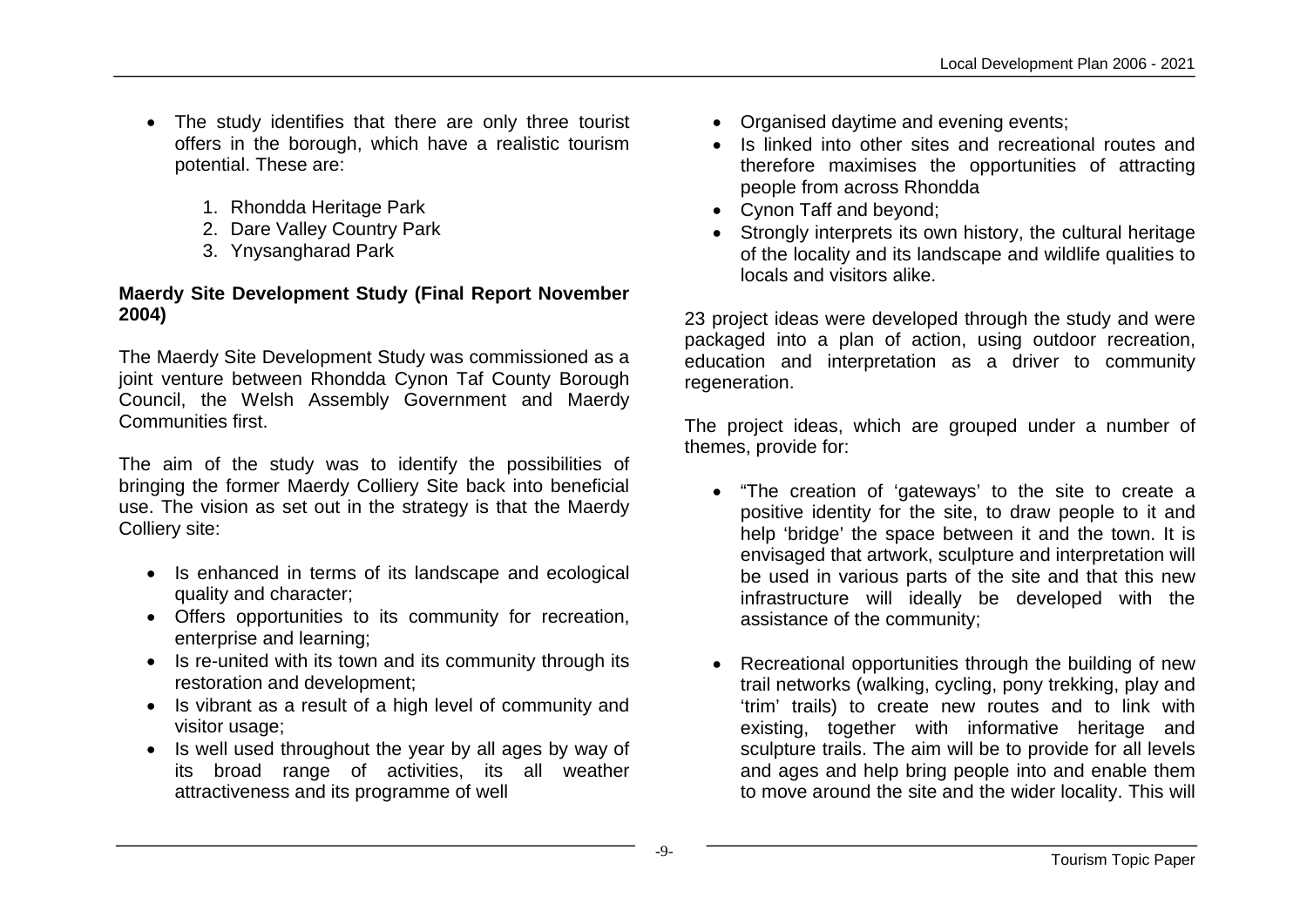- The study identifies that there are only three tourist offers in the borough, which have a realistic tourism potential. These are:
    1. Rhondda Heritage Park
    2. Dare Valley Country Park
    3. Ynysangharad Park

**Maerdy Site Development Study (Final Report November 2004)**

The Maerdy Site Development Study was commissioned as a joint venture between Rhondda Cynon Taf County Borough Council, the Welsh Assembly Government and Maerdy Communities first.

The aim of the study was to identify the possibilities of bringing the former Maerdy Colliery Site back into beneficial use. The vision as set out in the strategy is that the Maerdy Colliery site:

- Is enhanced in terms of its landscape and ecological quality and character;
- Offers opportunities to its community for recreation, enterprise and learning;
- Is re-united with its town and its community through its restoration and development;
- Is vibrant as a result of a high level of community and visitor usage;
- Is well used throughout the year by all ages by way of its broad range of activities, its all weather attractiveness and its programme of well
- Organised daytime and evening events;
- Is linked into other sites and recreational routes and therefore maximises the opportunities of attracting people from across Rhondda
- Cynon Taff and beyond;
- Strongly interprets its own history, the cultural heritage of the locality and its landscape and wildlife qualities to locals and visitors alike.

23 project ideas were developed through the study and were packaged into a plan of action, using outdoor recreation, education and interpretation as a driver to community regeneration.

The project ideas, which are grouped under a number of themes, provide for:

- "The creation of 'gateways' to the site to create a positive identity for the site, to draw people to it and help 'bridge' the space between it and the town. It is envisaged that artwork, sculpture and interpretation will be used in various parts of the site and that this new infrastructure will ideally be developed with the assistance of the community;

- Recreational opportunities through the building of new trail networks (walking, cycling, pony trekking, play and 'trim' trails) to create new routes and to link with existing, together with informative heritage and sculpture trails. The aim will be to provide for all levels and ages and help bring people into and enable them to move around the site and the wider locality. This will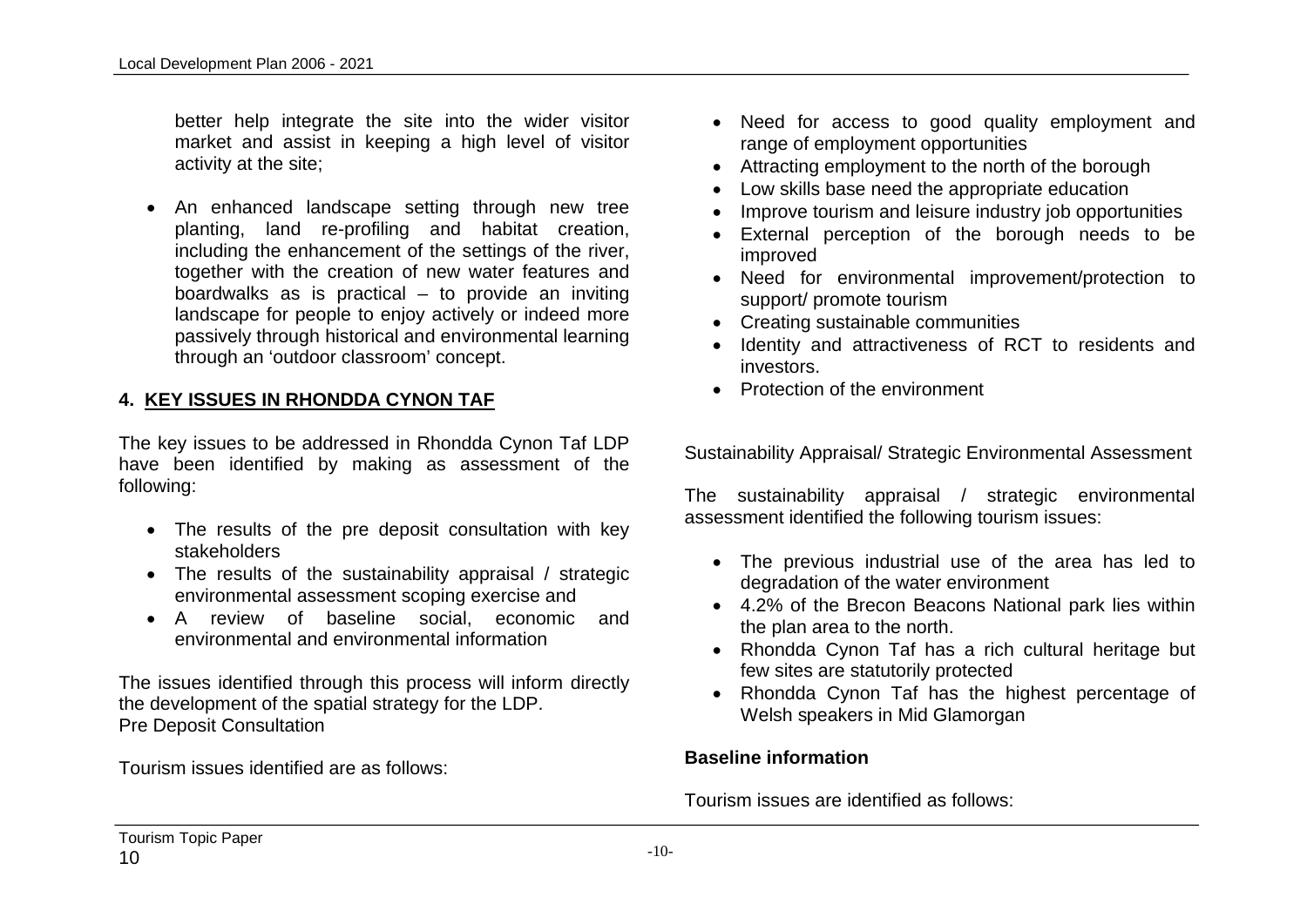better help integrate the site into the wider visitor market and assist in keeping a high level of visitor activity at the site;

- An enhanced landscape setting through new tree planting, land re-profiling and habitat creation, including the enhancement of the settings of the river, together with the creation of new water features and boardwalks as is practical – to provide an inviting landscape for people to enjoy actively or indeed more passively through historical and environmental learning through an 'outdoor classroom' concept.

## 4. KEY ISSUES IN RHONDDA CYNON TAF

The key issues to be addressed in Rhondda Cynon Taf LDP have been identified by making as assessment of the following:

- The results of the pre deposit consultation with key stakeholders
- The results of the sustainability appraisal / strategic environmental assessment scoping exercise and
- A review of baseline social, economic and environmental and environmental information

The issues identified through this process will inform directly the development of the spatial strategy for the LDP.
Pre Deposit Consultation

Tourism issues identified are as follows:

- Need for access to good quality employment and range of employment opportunities
- Attracting employment to the north of the borough
- Low skills base need the appropriate education
- Improve tourism and leisure industry job opportunities
- External perception of the borough needs to be improved
- Need for environmental improvement/protection to support/ promote tourism
- Creating sustainable communities
- Identity and attractiveness of RCT to residents and investors.
- Protection of the environment

Sustainability Appraisal/ Strategic Environmental Assessment

The sustainability appraisal / strategic environmental assessment identified the following tourism issues:

- The previous industrial use of the area has led to degradation of the water environment
- 4.2% of the Brecon Beacons National park lies within the plan area to the north.
- Rhondda Cynon Taf has a rich cultural heritage but few sites are statutorily protected
- Rhondda Cynon Taf has the highest percentage of Welsh speakers in Mid Glamorgan

**Baseline information**

Tourism issues are identified as follows: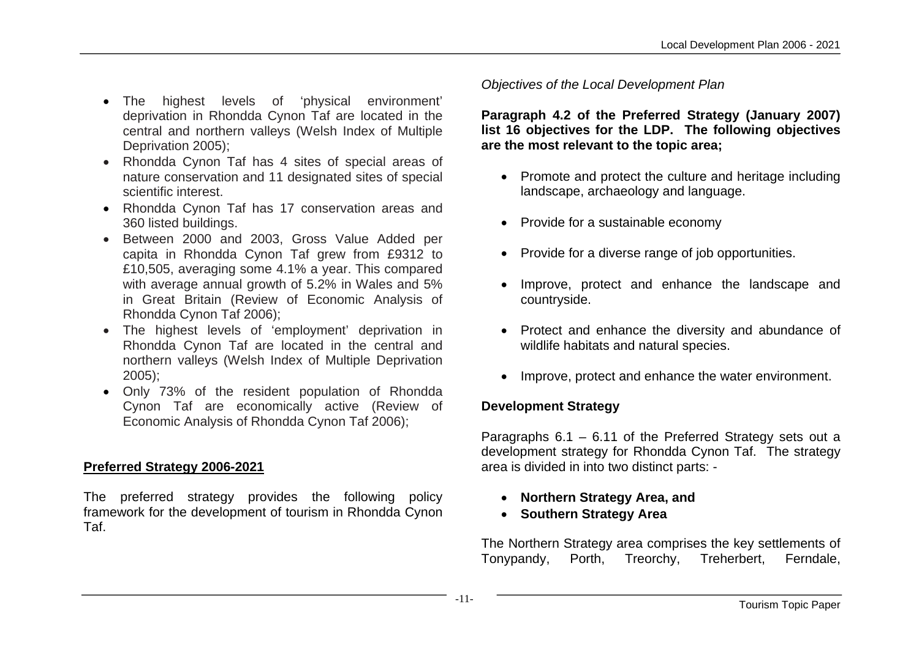- The highest levels of 'physical environment' deprivation in Rhondda Cynon Taf are located in the central and northern valleys (Welsh Index of Multiple Deprivation 2005);
- Rhondda Cynon Taf has 4 sites of special areas of nature conservation and 11 designated sites of special scientific interest.
- Rhondda Cynon Taf has 17 conservation areas and 360 listed buildings.
- Between 2000 and 2003, Gross Value Added per capita in Rhondda Cynon Taf grew from £9312 to £10,505, averaging some 4.1% a year. This compared with average annual growth of 5.2% in Wales and 5% in Great Britain (Review of Economic Analysis of Rhondda Cynon Taf 2006);
- The highest levels of 'employment' deprivation in Rhondda Cynon Taf are located in the central and northern valleys (Welsh Index of Multiple Deprivation 2005);
- Only 73% of the resident population of Rhondda Cynon Taf are economically active (Review of Economic Analysis of Rhondda Cynon Taf 2006);

## Preferred Strategy 2006-2021

The preferred strategy provides the following policy framework for the development of tourism in Rhondda Cynon Taf.

*Objectives of the Local Development Plan*

**Paragraph 4.2 of the Preferred Strategy (January 2007) list 16 objectives for the LDP. The following objectives are the most relevant to the topic area;**

- Promote and protect the culture and heritage including landscape, archaeology and language.
- Provide for a sustainable economy
- Provide for a diverse range of job opportunities.
- Improve, protect and enhance the landscape and countryside.
- Protect and enhance the diversity and abundance of wildlife habitats and natural species.
- Improve, protect and enhance the water environment.

### Development Strategy

Paragraphs 6.1 – 6.11 of the Preferred Strategy sets out a development strategy for Rhondda Cynon Taf. The strategy area is divided in into two distinct parts: -

- **Northern Strategy Area, and**
- **Southern Strategy Area**

The Northern Strategy area comprises the key settlements of Tonypandy, Porth, Treorchy, Treherbert, Ferndale,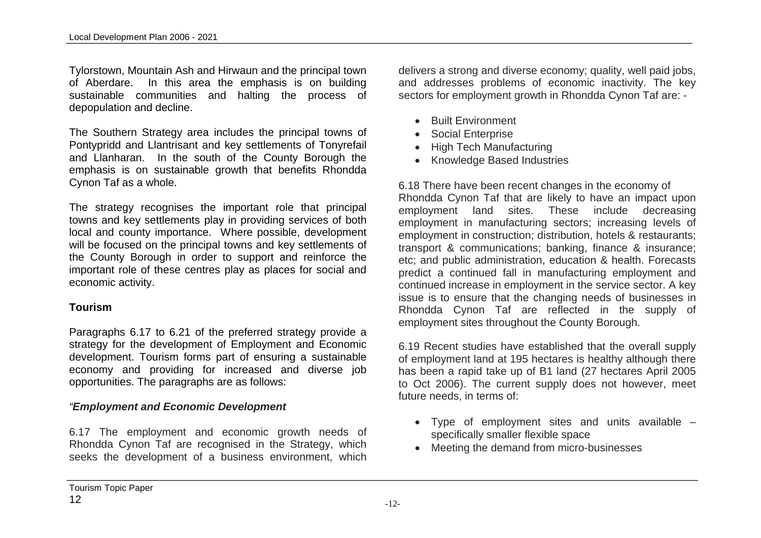Tylorstown, Mountain Ash and Hirwaun and the principal town of Aberdare. In this area the emphasis is on building sustainable communities and halting the process of depopulation and decline.

The Southern Strategy area includes the principal towns of Pontypridd and Llantrisant and key settlements of Tonyrefail and Llanharan. In the south of the County Borough the emphasis is on sustainable growth that benefits Rhondda Cynon Taf as a whole.

The strategy recognises the important role that principal towns and key settlements play in providing services of both local and county importance. Where possible, development will be focused on the principal towns and key settlements of the County Borough in order to support and reinforce the important role of these centres play as places for social and economic activity.

**Tourism**

Paragraphs 6.17 to 6.21 of the preferred strategy provide a strategy for the development of Employment and Economic development. Tourism forms part of ensuring a sustainable economy and providing for increased and diverse job opportunities. The paragraphs are as follows:

*"**Employment and Economic Development***

6.17 The employment and economic growth needs of Rhondda Cynon Taf are recognised in the Strategy, which seeks the development of a business environment, which delivers a strong and diverse economy; quality, well paid jobs, and addresses problems of economic inactivity. The key sectors for employment growth in Rhondda Cynon Taf are: -

- Built Environment
- Social Enterprise
- High Tech Manufacturing
- Knowledge Based Industries

6.18 There have been recent changes in the economy of Rhondda Cynon Taf that are likely to have an impact upon employment land sites. These include decreasing employment in manufacturing sectors; increasing levels of employment in construction; distribution, hotels & restaurants; transport & communications; banking, finance & insurance; etc; and public administration, education & health. Forecasts predict a continued fall in manufacturing employment and continued increase in employment in the service sector. A key issue is to ensure that the changing needs of businesses in Rhondda Cynon Taf are reflected in the supply of employment sites throughout the County Borough.

6.19 Recent studies have established that the overall supply of employment land at 195 hectares is healthy although there has been a rapid take up of B1 land (27 hectares April 2005 to Oct 2006). The current supply does not however, meet future needs, in terms of:

- Type of employment sites and units available – specifically smaller flexible space
- Meeting the demand from micro-businesses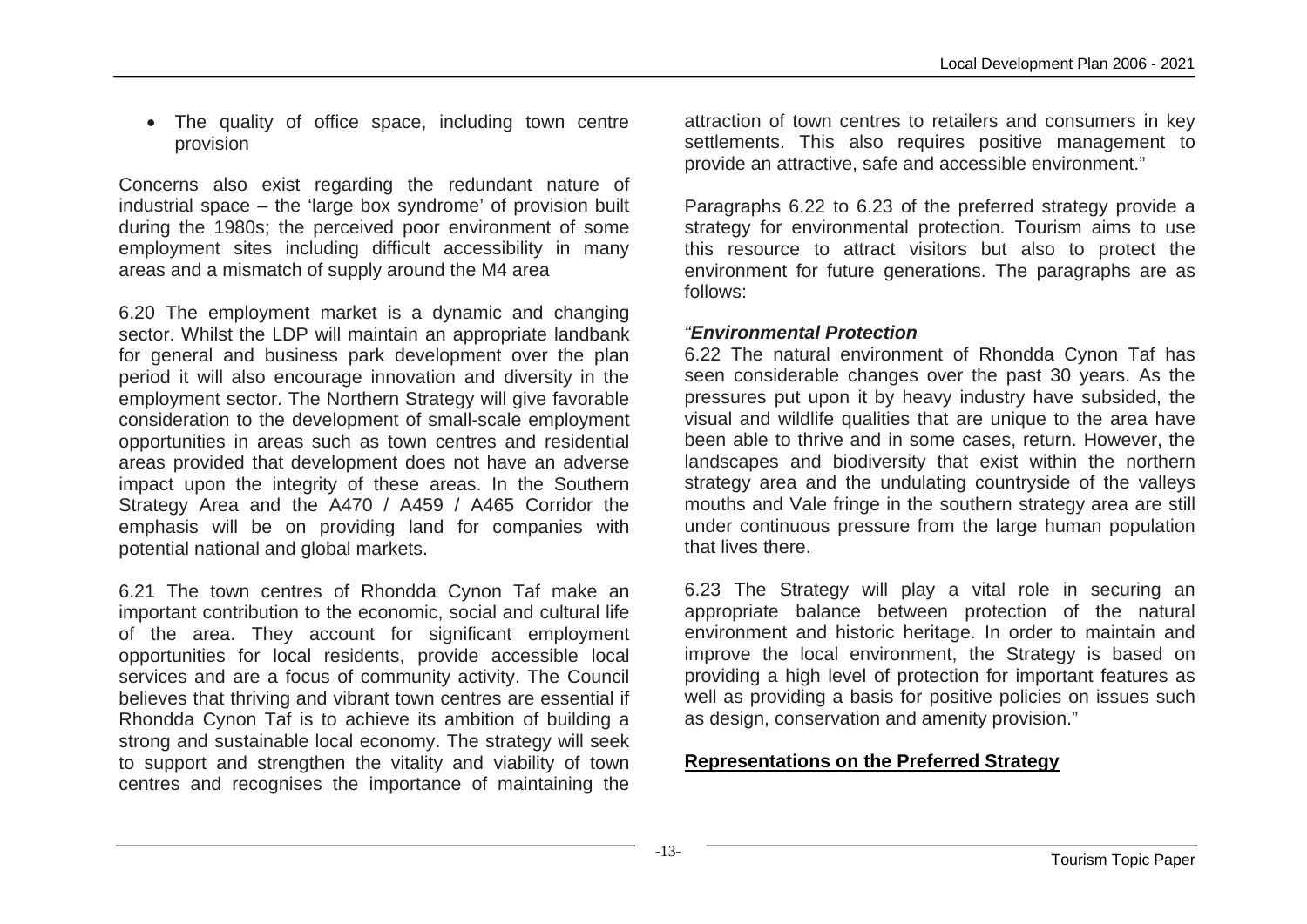- The quality of office space, including town centre provision

Concerns also exist regarding the redundant nature of industrial space – the 'large box syndrome' of provision built during the 1980s; the perceived poor environment of some employment sites including difficult accessibility in many areas and a mismatch of supply around the M4 area

6.20 The employment market is a dynamic and changing sector. Whilst the LDP will maintain an appropriate landbank for general and business park development over the plan period it will also encourage innovation and diversity in the employment sector. The Northern Strategy will give favorable consideration to the development of small-scale employment opportunities in areas such as town centres and residential areas provided that development does not have an adverse impact upon the integrity of these areas. In the Southern Strategy Area and the A470 / A459 / A465 Corridor the emphasis will be on providing land for companies with potential national and global markets.

6.21 The town centres of Rhondda Cynon Taf make an important contribution to the economic, social and cultural life of the area. They account for significant employment opportunities for local residents, provide accessible local services and are a focus of community activity. The Council believes that thriving and vibrant town centres are essential if Rhondda Cynon Taf is to achieve its ambition of building a strong and sustainable local economy. The strategy will seek to support and strengthen the vitality and viability of town centres and recognises the importance of maintaining the attraction of town centres to retailers and consumers in key settlements. This also requires positive management to provide an attractive, safe and accessible environment."

Paragraphs 6.22 to 6.23 of the preferred strategy provide a strategy for environmental protection. Tourism aims to use this resource to attract visitors but also to protect the environment for future generations. The paragraphs are as follows:

*"**Environmental Protection***

6.22 The natural environment of Rhondda Cynon Taf has seen considerable changes over the past 30 years. As the pressures put upon it by heavy industry have subsided, the visual and wildlife qualities that are unique to the area have been able to thrive and in some cases, return. However, the landscapes and biodiversity that exist within the northern strategy area and the undulating countryside of the valleys mouths and Vale fringe in the southern strategy area are still under continuous pressure from the large human population that lives there.

6.23 The Strategy will play a vital role in securing an appropriate balance between protection of the natural environment and historic heritage. In order to maintain and improve the local environment, the Strategy is based on providing a high level of protection for important features as well as providing a basis for positive policies on issues such as design, conservation and amenity provision."

**Representations on the Preferred Strategy**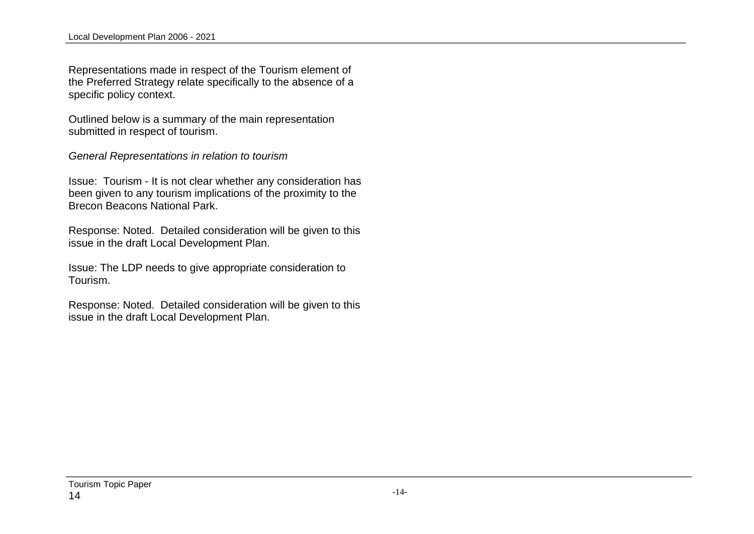Representations made in respect of the Tourism element of the Preferred Strategy relate specifically to the absence of a specific policy context.

Outlined below is a summary of the main representation submitted in respect of tourism.

*General Representations in relation to tourism*

Issue: Tourism - It is not clear whether any consideration has been given to any tourism implications of the proximity to the Brecon Beacons National Park.

Response: Noted. Detailed consideration will be given to this issue in the draft Local Development Plan.

Issue: The LDP needs to give appropriate consideration to Tourism.

Response: Noted. Detailed consideration will be given to this issue in the draft Local Development Plan.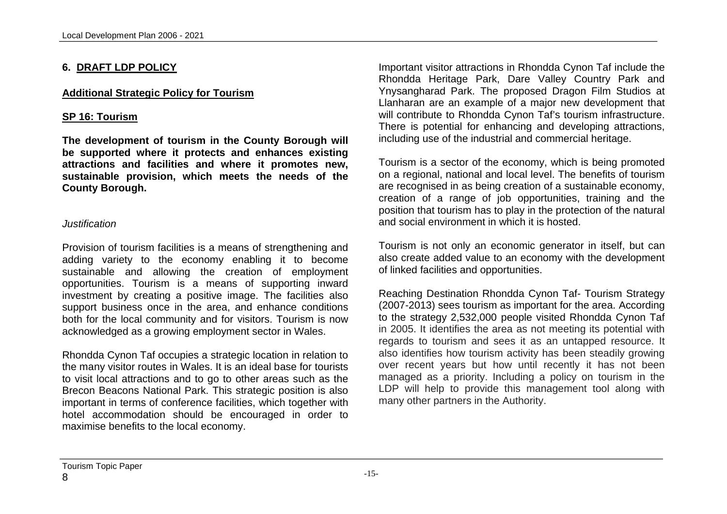## 6. DRAFT LDP POLICY

### Additional Strategic Policy for Tourism

### SP 16: Tourism

**The development of tourism in the County Borough will be supported where it protects and enhances existing attractions and facilities and where it promotes new, sustainable provision, which meets the needs of the County Borough.**

*Justification*

Provision of tourism facilities is a means of strengthening and adding variety to the economy enabling it to become sustainable and allowing the creation of employment opportunities. Tourism is a means of supporting inward investment by creating a positive image. The facilities also support business once in the area, and enhance conditions both for the local community and for visitors. Tourism is now acknowledged as a growing employment sector in Wales.

Rhondda Cynon Taf occupies a strategic location in relation to the many visitor routes in Wales. It is an ideal base for tourists to visit local attractions and to go to other areas such as the Brecon Beacons National Park. This strategic position is also important in terms of conference facilities, which together with hotel accommodation should be encouraged in order to maximise benefits to the local economy.

Important visitor attractions in Rhondda Cynon Taf include the Rhondda Heritage Park, Dare Valley Country Park and Ynysangharad Park. The proposed Dragon Film Studios at Llanharan are an example of a major new development that will contribute to Rhondda Cynon Taf's tourism infrastructure. There is potential for enhancing and developing attractions, including use of the industrial and commercial heritage.

Tourism is a sector of the economy, which is being promoted on a regional, national and local level. The benefits of tourism are recognised in as being creation of a sustainable economy, creation of a range of job opportunities, training and the position that tourism has to play in the protection of the natural and social environment in which it is hosted.

Tourism is not only an economic generator in itself, but can also create added value to an economy with the development of linked facilities and opportunities.

Reaching Destination Rhondda Cynon Taf- Tourism Strategy (2007-2013) sees tourism as important for the area. According to the strategy 2,532,000 people visited Rhondda Cynon Taf in 2005. It identifies the area as not meeting its potential with regards to tourism and sees it as an untapped resource. It also identifies how tourism activity has been steadily growing over recent years but how until recently it has not been managed as a priority. Including a policy on tourism in the LDP will help to provide this management tool along with many other partners in the Authority.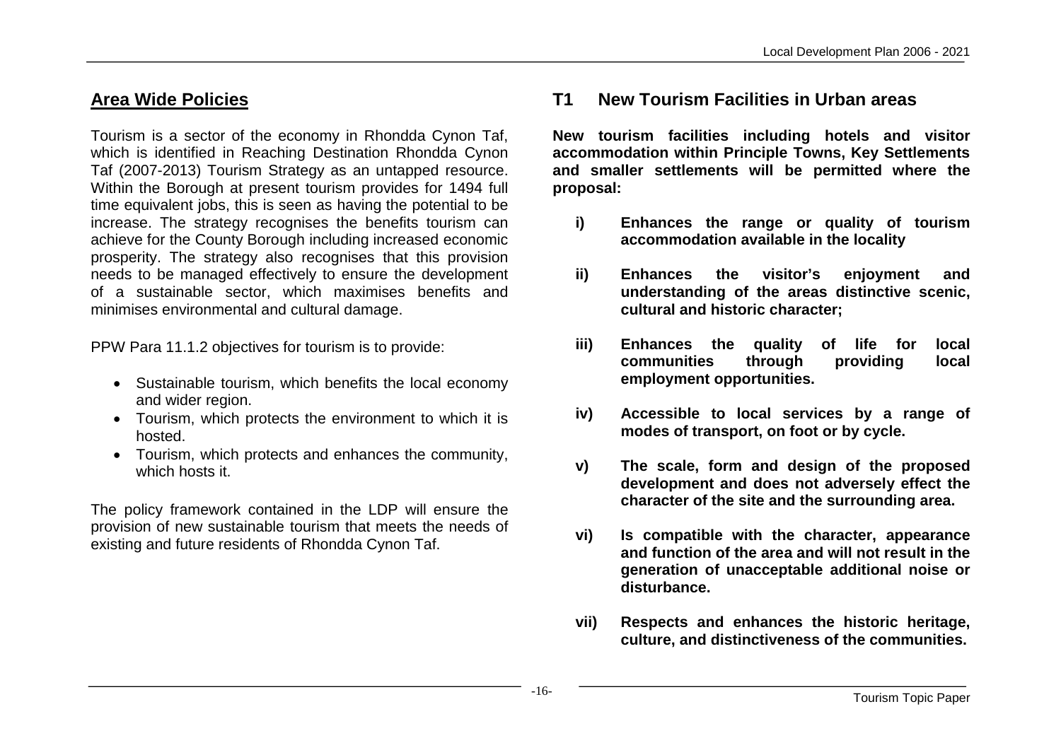## Area Wide Policies

Tourism is a sector of the economy in Rhondda Cynon Taf, which is identified in Reaching Destination Rhondda Cynon Taf (2007-2013) Tourism Strategy as an untapped resource. Within the Borough at present tourism provides for 1494 full time equivalent jobs, this is seen as having the potential to be increase. The strategy recognises the benefits tourism can achieve for the County Borough including increased economic prosperity. The strategy also recognises that this provision needs to be managed effectively to ensure the development of a sustainable sector, which maximises benefits and minimises environmental and cultural damage.

PPW Para 11.1.2 objectives for tourism is to provide:

- Sustainable tourism, which benefits the local economy and wider region.
- Tourism, which protects the environment to which it is hosted.
- Tourism, which protects and enhances the community, which hosts it.

The policy framework contained in the LDP will ensure the provision of new sustainable tourism that meets the needs of existing and future residents of Rhondda Cynon Taf.

## T1 New Tourism Facilities in Urban areas

**New tourism facilities including hotels and visitor accommodation within Principle Towns, Key Settlements and smaller settlements will be permitted where the proposal:**

- **i) Enhances the range or quality of tourism accommodation available in the locality**
- **ii) Enhances the visitor's enjoyment and understanding of the areas distinctive scenic, cultural and historic character;**
- **iii) Enhances the quality of life for local communities through providing local employment opportunities.**
- **iv) Accessible to local services by a range of modes of transport, on foot or by cycle.**
- **v) The scale, form and design of the proposed development and does not adversely effect the character of the site and the surrounding area.**
- **vi) Is compatible with the character, appearance and function of the area and will not result in the generation of unacceptable additional noise or disturbance.**
- **vii) Respects and enhances the historic heritage, culture, and distinctiveness of the communities.**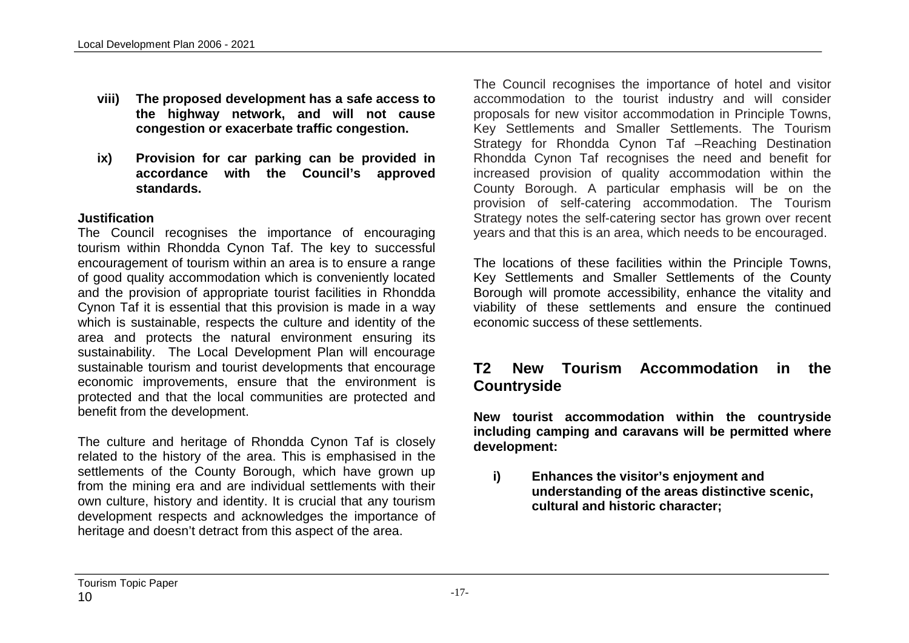**viii) The proposed development has a safe access to the highway network, and will not cause congestion or exacerbate traffic congestion.**

**ix) Provision for car parking can be provided in accordance with the Council's approved standards.**

**Justification**

The Council recognises the importance of encouraging tourism within Rhondda Cynon Taf. The key to successful encouragement of tourism within an area is to ensure a range of good quality accommodation which is conveniently located and the provision of appropriate tourist facilities in Rhondda Cynon Taf it is essential that this provision is made in a way which is sustainable, respects the culture and identity of the area and protects the natural environment ensuring its sustainability. The Local Development Plan will encourage sustainable tourism and tourist developments that encourage economic improvements, ensure that the environment is protected and that the local communities are protected and benefit from the development.

The culture and heritage of Rhondda Cynon Taf is closely related to the history of the area. This is emphasised in the settlements of the County Borough, which have grown up from the mining era and are individual settlements with their own culture, history and identity. It is crucial that any tourism development respects and acknowledges the importance of heritage and doesn't detract from this aspect of the area.

The Council recognises the importance of hotel and visitor accommodation to the tourist industry and will consider proposals for new visitor accommodation in Principle Towns, Key Settlements and Smaller Settlements. The Tourism Strategy for Rhondda Cynon Taf –Reaching Destination Rhondda Cynon Taf recognises the need and benefit for increased provision of quality accommodation within the County Borough. A particular emphasis will be on the provision of self-catering accommodation. The Tourism Strategy notes the self-catering sector has grown over recent years and that this is an area, which needs to be encouraged.

The locations of these facilities within the Principle Towns, Key Settlements and Smaller Settlements of the County Borough will promote accessibility, enhance the vitality and viability of these settlements and ensure the continued economic success of these settlements.

## T2 New Tourism Accommodation in the Countryside

**New tourist accommodation within the countryside including camping and caravans will be permitted where development:**

**i) Enhances the visitor's enjoyment and understanding of the areas distinctive scenic, cultural and historic character;**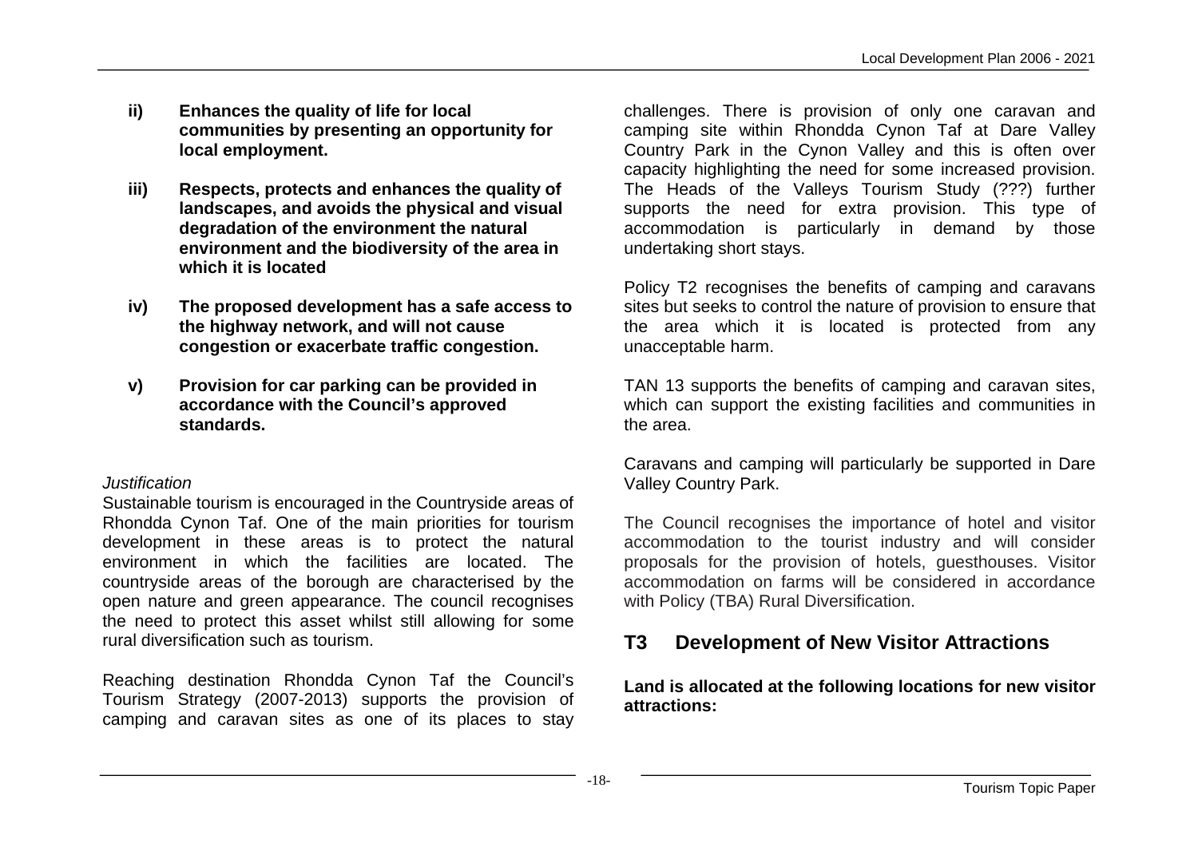**ii) Enhances the quality of life for local communities by presenting an opportunity for local employment.**

**iii) Respects, protects and enhances the quality of landscapes, and avoids the physical and visual degradation of the environment the natural environment and the biodiversity of the area in which it is located**

**iv) The proposed development has a safe access to the highway network, and will not cause congestion or exacerbate traffic congestion.**

**v) Provision for car parking can be provided in accordance with the Council's approved standards.**

*Justification*

Sustainable tourism is encouraged in the Countryside areas of Rhondda Cynon Taf. One of the main priorities for tourism development in these areas is to protect the natural environment in which the facilities are located. The countryside areas of the borough are characterised by the open nature and green appearance. The council recognises the need to protect this asset whilst still allowing for some rural diversification such as tourism.

Reaching destination Rhondda Cynon Taf the Council's Tourism Strategy (2007-2013) supports the provision of camping and caravan sites as one of its places to stay challenges. There is provision of only one caravan and camping site within Rhondda Cynon Taf at Dare Valley Country Park in the Cynon Valley and this is often over capacity highlighting the need for some increased provision. The Heads of the Valleys Tourism Study (???) further supports the need for extra provision. This type of accommodation is particularly in demand by those undertaking short stays.

Policy T2 recognises the benefits of camping and caravans sites but seeks to control the nature of provision to ensure that the area which it is located is protected from any unacceptable harm.

TAN 13 supports the benefits of camping and caravan sites, which can support the existing facilities and communities in the area.

Caravans and camping will particularly be supported in Dare Valley Country Park.

The Council recognises the importance of hotel and visitor accommodation to the tourist industry and will consider proposals for the provision of hotels, guesthouses. Visitor accommodation on farms will be considered in accordance with Policy (TBA) Rural Diversification.

## T3 Development of New Visitor Attractions

**Land is allocated at the following locations for new visitor attractions:**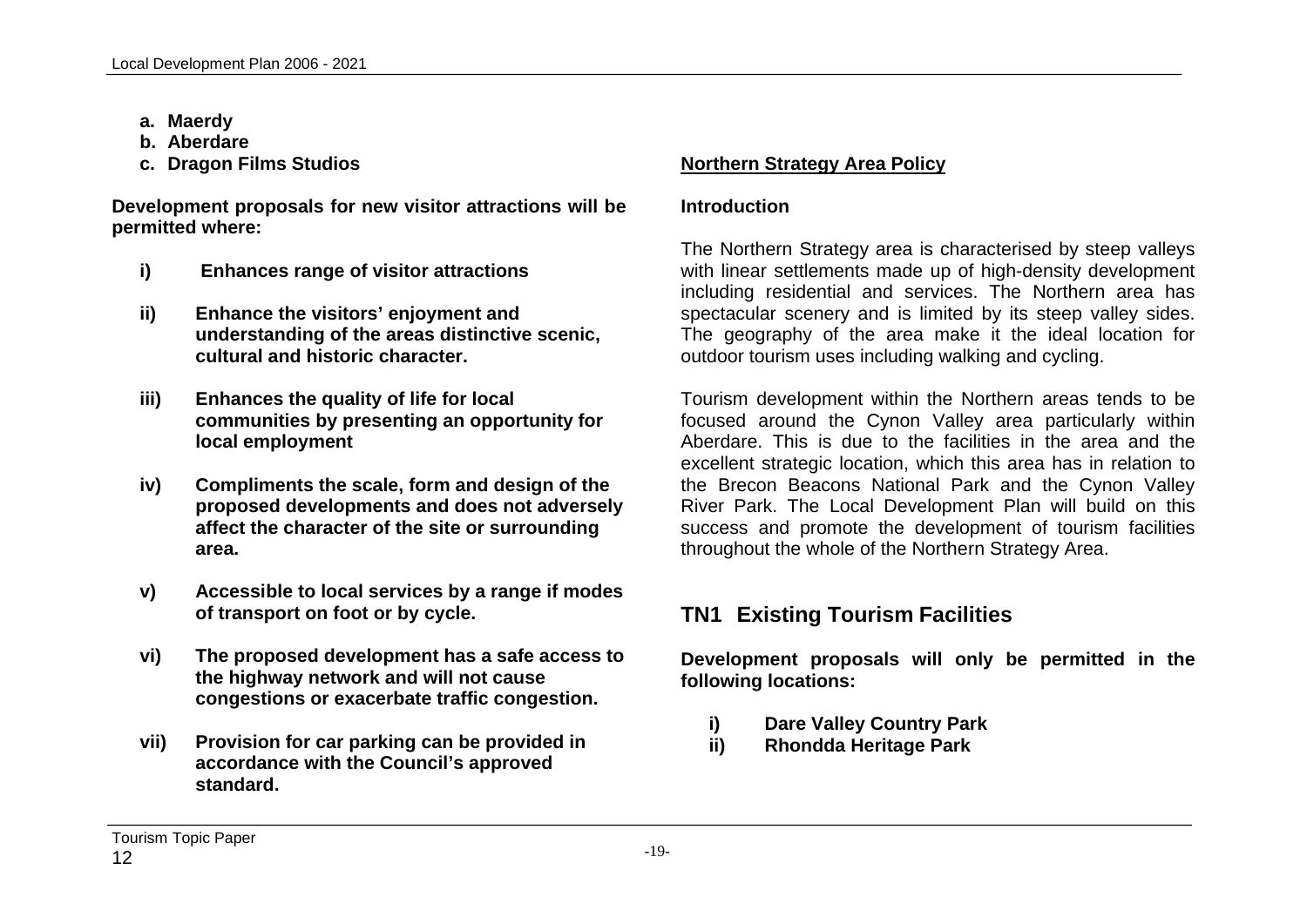a. **Maerdy**
b. **Aberdare**
c. **Dragon Films Studios**

**Development proposals for new visitor attractions will be permitted where:**

- **i) Enhances range of visitor attractions**
- **ii) Enhance the visitors' enjoyment and understanding of the areas distinctive scenic, cultural and historic character.**
- **iii) Enhances the quality of life for local communities by presenting an opportunity for local employment**
- **iv) Compliments the scale, form and design of the proposed developments and does not adversely affect the character of the site or surrounding area.**
- **v) Accessible to local services by a range if modes of transport on foot or by cycle.**
- **vi) The proposed development has a safe access to the highway network and will not cause congestions or exacerbate traffic congestion.**
- **vii) Provision for car parking can be provided in accordance with the Council's approved standard.**

## Northern Strategy Area Policy

### Introduction

The Northern Strategy area is characterised by steep valleys with linear settlements made up of high-density development including residential and services. The Northern area has spectacular scenery and is limited by its steep valley sides. The geography of the area make it the ideal location for outdoor tourism uses including walking and cycling.

Tourism development within the Northern areas tends to be focused around the Cynon Valley area particularly within Aberdare. This is due to the facilities in the area and the excellent strategic location, which this area has in relation to the Brecon Beacons National Park and the Cynon Valley River Park. The Local Development Plan will build on this success and promote the development of tourism facilities throughout the whole of the Northern Strategy Area.

## TN1 Existing Tourism Facilities

**Development proposals will only be permitted in the following locations:**

- **i) Dare Valley Country Park**
- **ii) Rhondda Heritage Park**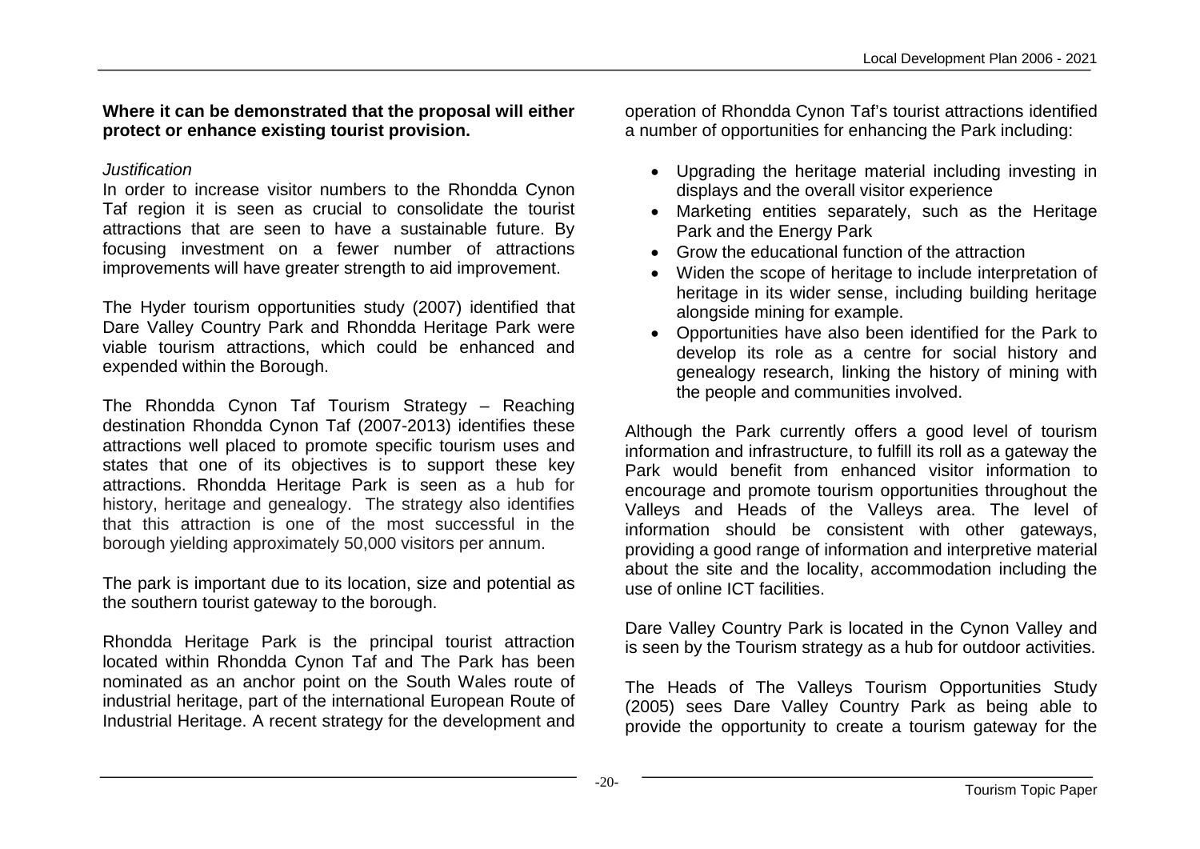**Where it can be demonstrated that the proposal will either protect or enhance existing tourist provision.**

*Justification*

In order to increase visitor numbers to the Rhondda Cynon Taf region it is seen as crucial to consolidate the tourist attractions that are seen to have a sustainable future. By focusing investment on a fewer number of attractions improvements will have greater strength to aid improvement.

The Hyder tourism opportunities study (2007) identified that Dare Valley Country Park and Rhondda Heritage Park were viable tourism attractions, which could be enhanced and expended within the Borough.

The Rhondda Cynon Taf Tourism Strategy – Reaching destination Rhondda Cynon Taf (2007-2013) identifies these attractions well placed to promote specific tourism uses and states that one of its objectives is to support these key attractions. Rhondda Heritage Park is seen as a hub for history, heritage and genealogy. The strategy also identifies that this attraction is one of the most successful in the borough yielding approximately 50,000 visitors per annum.

The park is important due to its location, size and potential as the southern tourist gateway to the borough.

Rhondda Heritage Park is the principal tourist attraction located within Rhondda Cynon Taf and The Park has been nominated as an anchor point on the South Wales route of industrial heritage, part of the international European Route of Industrial Heritage. A recent strategy for the development and operation of Rhondda Cynon Taf's tourist attractions identified a number of opportunities for enhancing the Park including:

- Upgrading the heritage material including investing in displays and the overall visitor experience
- Marketing entities separately, such as the Heritage Park and the Energy Park
- Grow the educational function of the attraction
- Widen the scope of heritage to include interpretation of heritage in its wider sense, including building heritage alongside mining for example.
- Opportunities have also been identified for the Park to develop its role as a centre for social history and genealogy research, linking the history of mining with the people and communities involved.

Although the Park currently offers a good level of tourism information and infrastructure, to fulfill its roll as a gateway the Park would benefit from enhanced visitor information to encourage and promote tourism opportunities throughout the Valleys and Heads of the Valleys area. The level of information should be consistent with other gateways, providing a good range of information and interpretive material about the site and the locality, accommodation including the use of online ICT facilities.

Dare Valley Country Park is located in the Cynon Valley and is seen by the Tourism strategy as a hub for outdoor activities.

The Heads of The Valleys Tourism Opportunities Study (2005) sees Dare Valley Country Park as being able to provide the opportunity to create a tourism gateway for the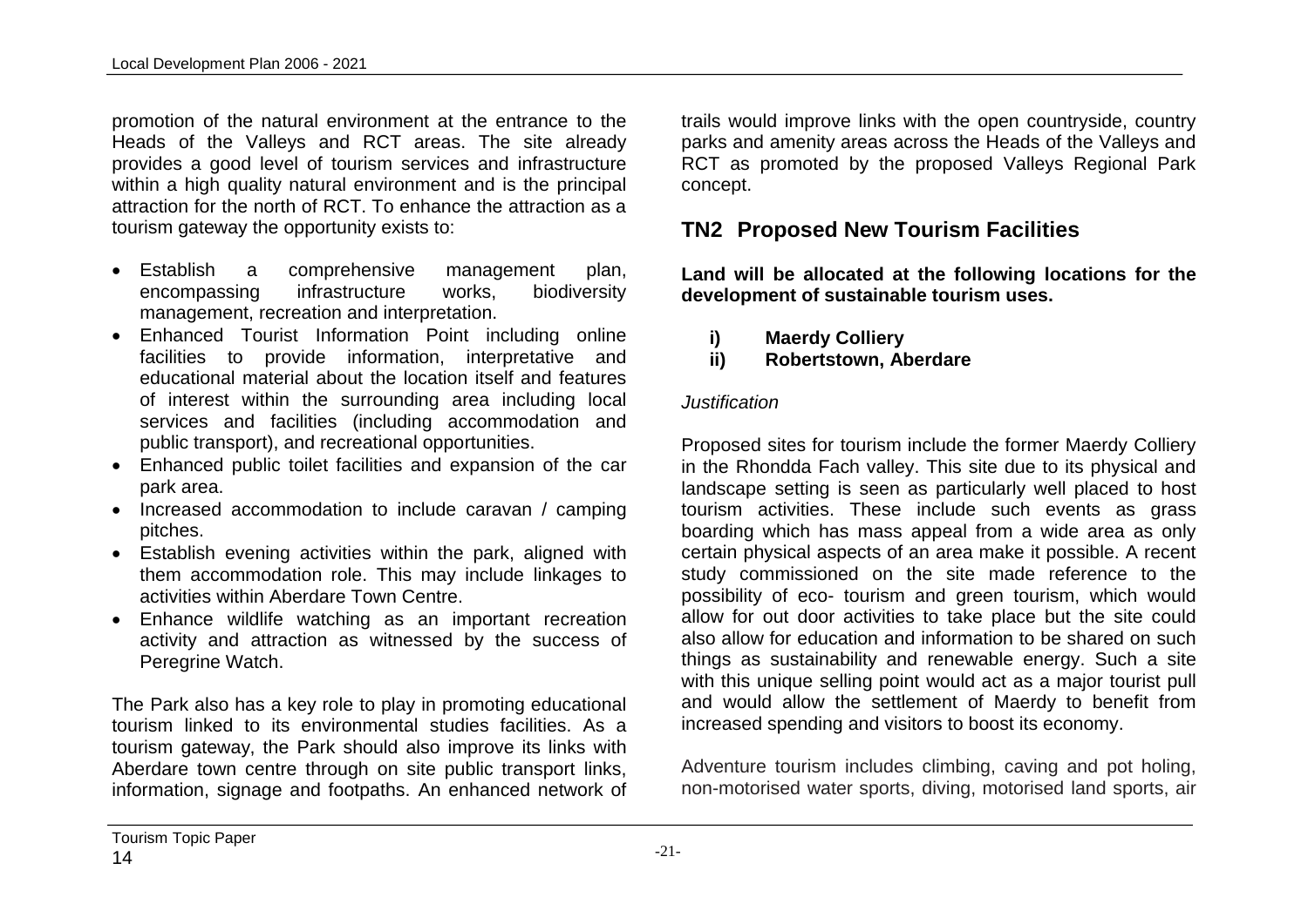promotion of the natural environment at the entrance to the Heads of the Valleys and RCT areas. The site already provides a good level of tourism services and infrastructure within a high quality natural environment and is the principal attraction for the north of RCT. To enhance the attraction as a tourism gateway the opportunity exists to:

- Establish a comprehensive management plan, encompassing infrastructure works, biodiversity management, recreation and interpretation.
- Enhanced Tourist Information Point including online facilities to provide information, interpretative and educational material about the location itself and features of interest within the surrounding area including local services and facilities (including accommodation and public transport), and recreational opportunities.
- Enhanced public toilet facilities and expansion of the car park area.
- Increased accommodation to include caravan / camping pitches.
- Establish evening activities within the park, aligned with them accommodation role. This may include linkages to activities within Aberdare Town Centre.
- Enhance wildlife watching as an important recreation activity and attraction as witnessed by the success of Peregrine Watch.

The Park also has a key role to play in promoting educational tourism linked to its environmental studies facilities. As a tourism gateway, the Park should also improve its links with Aberdare town centre through on site public transport links, information, signage and footpaths. An enhanced network of trails would improve links with the open countryside, country parks and amenity areas across the Heads of the Valleys and RCT as promoted by the proposed Valleys Regional Park concept.

## TN2 Proposed New Tourism Facilities

**Land will be allocated at the following locations for the development of sustainable tourism uses.**

**i) Maerdy Colliery**
**ii) Robertstown, Aberdare**

*Justification*

Proposed sites for tourism include the former Maerdy Colliery in the Rhondda Fach valley. This site due to its physical and landscape setting is seen as particularly well placed to host tourism activities. These include such events as grass boarding which has mass appeal from a wide area as only certain physical aspects of an area make it possible. A recent study commissioned on the site made reference to the possibility of eco- tourism and green tourism, which would allow for out door activities to take place but the site could also allow for education and information to be shared on such things as sustainability and renewable energy. Such a site with this unique selling point would act as a major tourist pull and would allow the settlement of Maerdy to benefit from increased spending and visitors to boost its economy.

Adventure tourism includes climbing, caving and pot holing, non-motorised water sports, diving, motorised land sports, air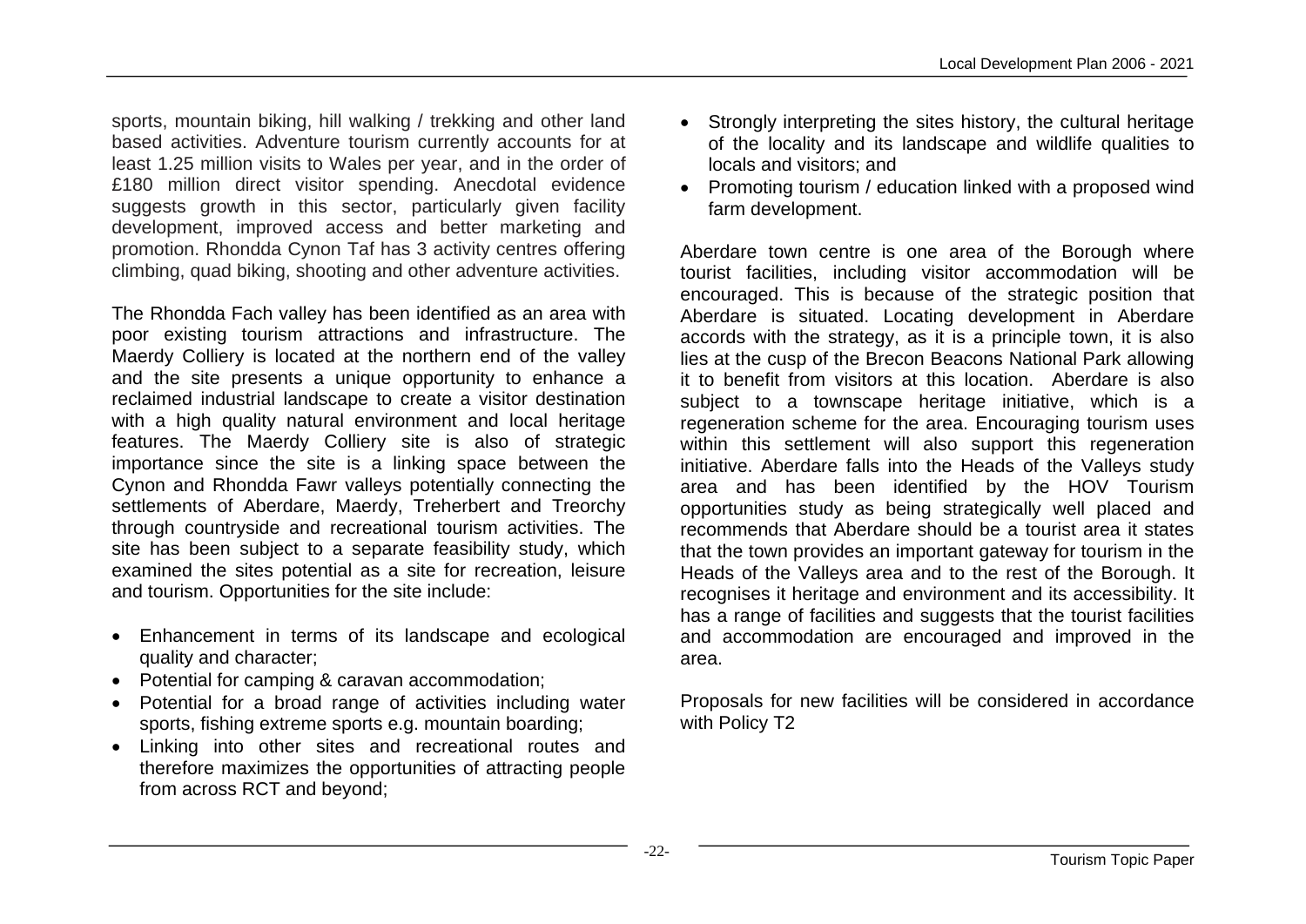sports, mountain biking, hill walking / trekking and other land based activities. Adventure tourism currently accounts for at least 1.25 million visits to Wales per year, and in the order of £180 million direct visitor spending. Anecdotal evidence suggests growth in this sector, particularly given facility development, improved access and better marketing and promotion. Rhondda Cynon Taf has 3 activity centres offering climbing, quad biking, shooting and other adventure activities.

The Rhondda Fach valley has been identified as an area with poor existing tourism attractions and infrastructure. The Maerdy Colliery is located at the northern end of the valley and the site presents a unique opportunity to enhance a reclaimed industrial landscape to create a visitor destination with a high quality natural environment and local heritage features. The Maerdy Colliery site is also of strategic importance since the site is a linking space between the Cynon and Rhondda Fawr valleys potentially connecting the settlements of Aberdare, Maerdy, Treherbert and Treorchy through countryside and recreational tourism activities. The site has been subject to a separate feasibility study, which examined the sites potential as a site for recreation, leisure and tourism. Opportunities for the site include:

- Enhancement in terms of its landscape and ecological quality and character;
- Potential for camping & caravan accommodation;
- Potential for a broad range of activities including water sports, fishing extreme sports e.g. mountain boarding;
- Linking into other sites and recreational routes and therefore maximizes the opportunities of attracting people from across RCT and beyond;
- Strongly interpreting the sites history, the cultural heritage of the locality and its landscape and wildlife qualities to locals and visitors; and
- Promoting tourism / education linked with a proposed wind farm development.

Aberdare town centre is one area of the Borough where tourist facilities, including visitor accommodation will be encouraged. This is because of the strategic position that Aberdare is situated. Locating development in Aberdare accords with the strategy, as it is a principle town, it is also lies at the cusp of the Brecon Beacons National Park allowing it to benefit from visitors at this location. Aberdare is also subject to a townscape heritage initiative, which is a regeneration scheme for the area. Encouraging tourism uses within this settlement will also support this regeneration initiative. Aberdare falls into the Heads of the Valleys study area and has been identified by the HOV Tourism opportunities study as being strategically well placed and recommends that Aberdare should be a tourist area it states that the town provides an important gateway for tourism in the Heads of the Valleys area and to the rest of the Borough. It recognises it heritage and environment and its accessibility. It has a range of facilities and suggests that the tourist facilities and accommodation are encouraged and improved in the area.

Proposals for new facilities will be considered in accordance with Policy T2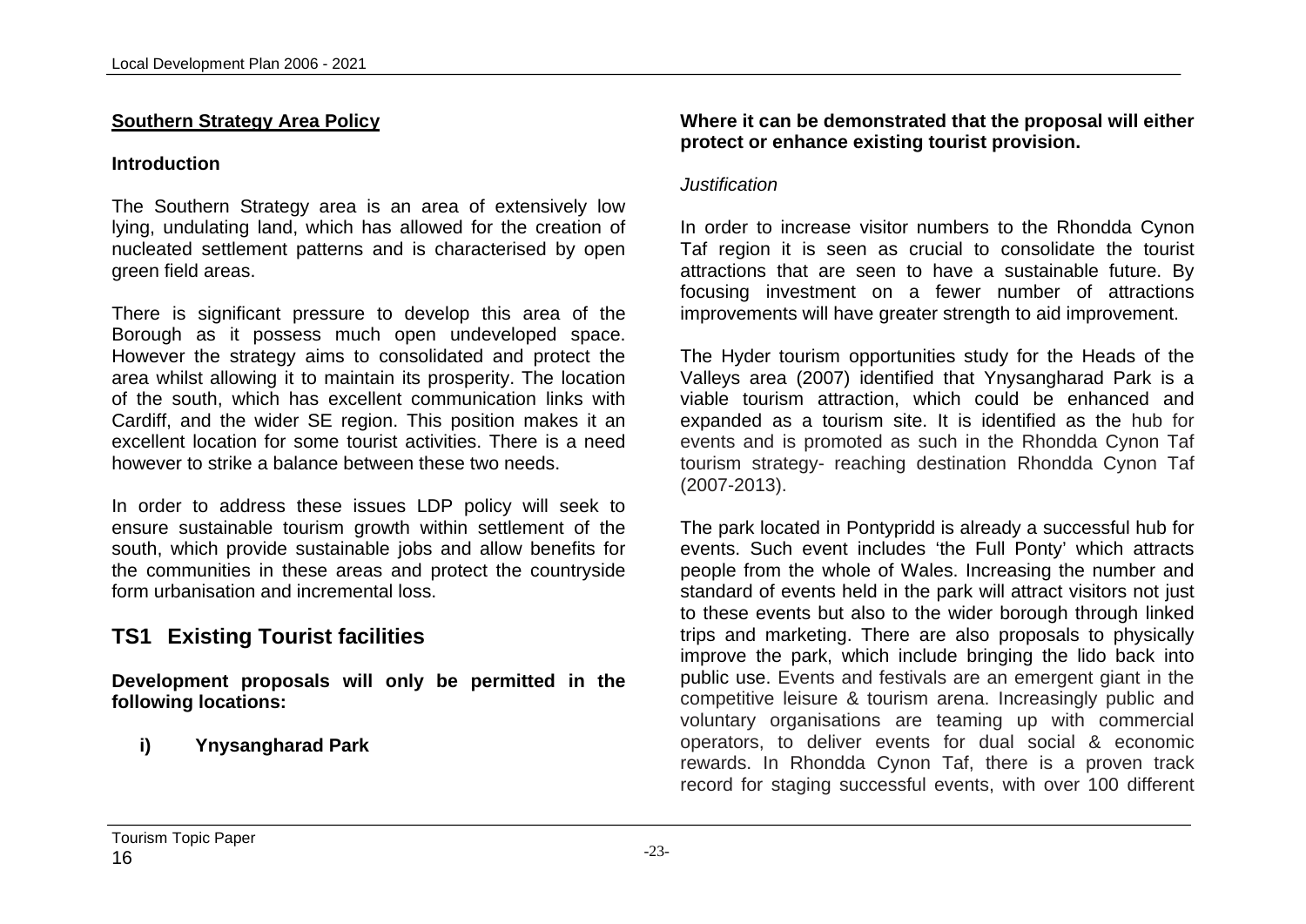**Southern Strategy Area Policy**

**Introduction**

The Southern Strategy area is an area of extensively low lying, undulating land, which has allowed for the creation of nucleated settlement patterns and is characterised by open green field areas.

There is significant pressure to develop this area of the Borough as it possess much open undeveloped space. However the strategy aims to consolidated and protect the area whilst allowing it to maintain its prosperity. The location of the south, which has excellent communication links with Cardiff, and the wider SE region. This position makes it an excellent location for some tourist activities. There is a need however to strike a balance between these two needs.

In order to address these issues LDP policy will seek to ensure sustainable tourism growth within settlement of the south, which provide sustainable jobs and allow benefits for the communities in these areas and protect the countryside form urbanisation and incremental loss.

## TS1 Existing Tourist facilities

**Development proposals will only be permitted in the following locations:**

**i) Ynysangharad Park**

**Where it can be demonstrated that the proposal will either protect or enhance existing tourist provision.**

*Justification*

In order to increase visitor numbers to the Rhondda Cynon Taf region it is seen as crucial to consolidate the tourist attractions that are seen to have a sustainable future. By focusing investment on a fewer number of attractions improvements will have greater strength to aid improvement.

The Hyder tourism opportunities study for the Heads of the Valleys area (2007) identified that Ynysangharad Park is a viable tourism attraction, which could be enhanced and expanded as a tourism site. It is identified as the hub for events and is promoted as such in the Rhondda Cynon Taf tourism strategy- reaching destination Rhondda Cynon Taf (2007-2013).

The park located in Pontypridd is already a successful hub for events. Such event includes 'the Full Ponty' which attracts people from the whole of Wales. Increasing the number and standard of events held in the park will attract visitors not just to these events but also to the wider borough through linked trips and marketing. There are also proposals to physically improve the park, which include bringing the lido back into public use. Events and festivals are an emergent giant in the competitive leisure & tourism arena. Increasingly public and voluntary organisations are teaming up with commercial operators, to deliver events for dual social & economic rewards. In Rhondda Cynon Taf, there is a proven track record for staging successful events, with over 100 different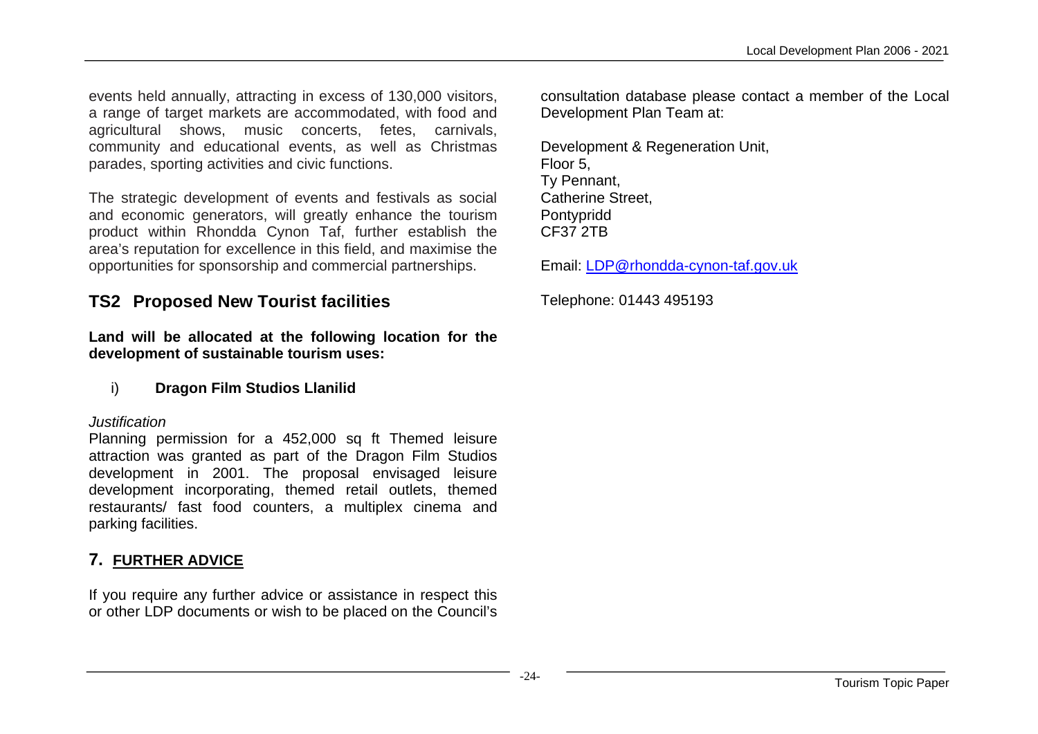events held annually, attracting in excess of 130,000 visitors, a range of target markets are accommodated, with food and agricultural shows, music concerts, fetes, carnivals, community and educational events, as well as Christmas parades, sporting activities and civic functions.

The strategic development of events and festivals as social and economic generators, will greatly enhance the tourism product within Rhondda Cynon Taf, further establish the area's reputation for excellence in this field, and maximise the opportunities for sponsorship and commercial partnerships.

## TS2 Proposed New Tourist facilities

**Land will be allocated at the following location for the development of sustainable tourism uses:**

i) **Dragon Film Studios Llanilid**

*Justification*

Planning permission for a 452,000 sq ft Themed leisure attraction was granted as part of the Dragon Film Studios development in 2001. The proposal envisaged leisure development incorporating, themed retail outlets, themed restaurants/ fast food counters, a multiplex cinema and parking facilities.

## 7. FURTHER ADVICE

If you require any further advice or assistance in respect this or other LDP documents or wish to be placed on the Council's consultation database please contact a member of the Local Development Plan Team at:

Development & Regeneration Unit,
Floor 5,
Ty Pennant,
Catherine Street,
Pontypridd
CF37 2TB

Email: [LDP@rhondda-cynon-taf.gov.uk](mailto:LDP@rhondda-cynon-taf.gov.uk)

Telephone: 01443 495193